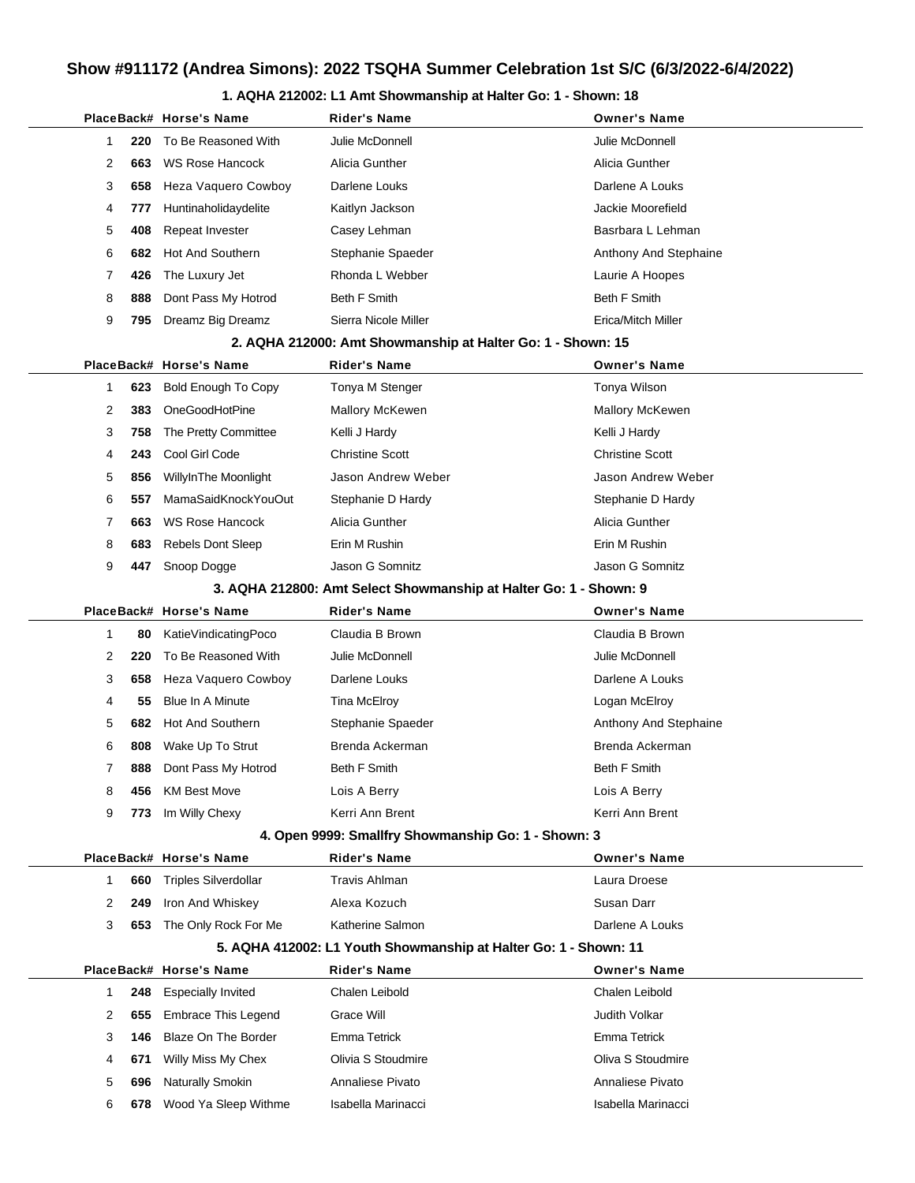# Show #911172 (Andrea Simons): 2022 TSQHA Summer Celebration 1st S/C (6/3/2022-6/4/2022)

## 1. AQHA 212002: L1 Amt Showmanship at Halter Go: 1 - Shown: 18

| Place | Back# | Horse's Name | Rider's Name | Owner's Name |
|---|---|---|---|---|
| 1 | 220 | To Be Reasoned With | Julie McDonnell | Julie McDonnell |
| 2 | 663 | WS Rose Hancock | Alicia Gunther | Alicia Gunther |
| 3 | 658 | Heza Vaquero Cowboy | Darlene Louks | Darlene A Louks |
| 4 | 777 | Huntinaholidaydelite | Kaitlyn Jackson | Jackie Moorefield |
| 5 | 408 | Repeat Invester | Casey Lehman | Basrbara L Lehman |
| 6 | 682 | Hot And Southern | Stephanie Spaeder | Anthony And Stephaine |
| 7 | 426 | The Luxury Jet | Rhonda L Webber | Laurie A Hoopes |
| 8 | 888 | Dont Pass My Hotrod | Beth F Smith | Beth F Smith |
| 9 | 795 | Dreamz Big Dreamz | Sierra Nicole Miller | Erica/Mitch Miller |

## 2. AQHA 212000: Amt Showmanship at Halter Go: 1 - Shown: 15

| Place | Back# | Horse's Name | Rider's Name | Owner's Name |
|---|---|---|---|---|
| 1 | 623 | Bold Enough To Copy | Tonya M Stenger | Tonya Wilson |
| 2 | 383 | OneGoodHotPine | Mallory McKewen | Mallory McKewen |
| 3 | 758 | The Pretty Committee | Kelli J Hardy | Kelli J Hardy |
| 4 | 243 | Cool Girl Code | Christine Scott | Christine Scott |
| 5 | 856 | WillyInThe Moonlight | Jason Andrew Weber | Jason Andrew Weber |
| 6 | 557 | MamaSaidKnockYouOut | Stephanie D Hardy | Stephanie D Hardy |
| 7 | 663 | WS Rose Hancock | Alicia Gunther | Alicia Gunther |
| 8 | 683 | Rebels Dont Sleep | Erin M Rushin | Erin M Rushin |
| 9 | 447 | Snoop Dogge | Jason G Somnitz | Jason G Somnitz |

## 3. AQHA 212800: Amt Select Showmanship at Halter Go: 1 - Shown: 9

| Place | Back# | Horse's Name | Rider's Name | Owner's Name |
|---|---|---|---|---|
| 1 | 80 | KatieVindicatingPoco | Claudia B Brown | Claudia B Brown |
| 2 | 220 | To Be Reasoned With | Julie McDonnell | Julie McDonnell |
| 3 | 658 | Heza Vaquero Cowboy | Darlene Louks | Darlene A Louks |
| 4 | 55 | Blue In A Minute | Tina McElroy | Logan McElroy |
| 5 | 682 | Hot And Southern | Stephanie Spaeder | Anthony And Stephaine |
| 6 | 808 | Wake Up To Strut | Brenda Ackerman | Brenda Ackerman |
| 7 | 888 | Dont Pass My Hotrod | Beth F Smith | Beth F Smith |
| 8 | 456 | KM Best Move | Lois A Berry | Lois A Berry |
| 9 | 773 | Im Willy Chexy | Kerri Ann Brent | Kerri Ann Brent |

## 4. Open 9999: Smallfry Showmanship Go: 1 - Shown: 3

| Place | Back# | Horse's Name | Rider's Name | Owner's Name |
|---|---|---|---|---|
| 1 | 660 | Triples Silverdollar | Travis Ahlman | Laura Droese |
| 2 | 249 | Iron And Whiskey | Alexa Kozuch | Susan Darr |
| 3 | 653 | The Only Rock For Me | Katherine Salmon | Darlene A Louks |

## 5. AQHA 412002: L1 Youth Showmanship at Halter Go: 1 - Shown: 11

| Place | Back# | Horse's Name | Rider's Name | Owner's Name |
|---|---|---|---|---|
| 1 | 248 | Especially Invited | Chalen Leibold | Chalen Leibold |
| 2 | 655 | Embrace This Legend | Grace Will | Judith Volkar |
| 3 | 146 | Blaze On The Border | Emma Tetrick | Emma Tetrick |
| 4 | 671 | Willy Miss My Chex | Olivia S Stoudmire | Oliva S Stoudmire |
| 5 | 696 | Naturally Smokin | Annaliese Pivato | Annaliese Pivato |
| 6 | 678 | Wood Ya Sleep Withme | Isabella Marinacci | Isabella Marinacci |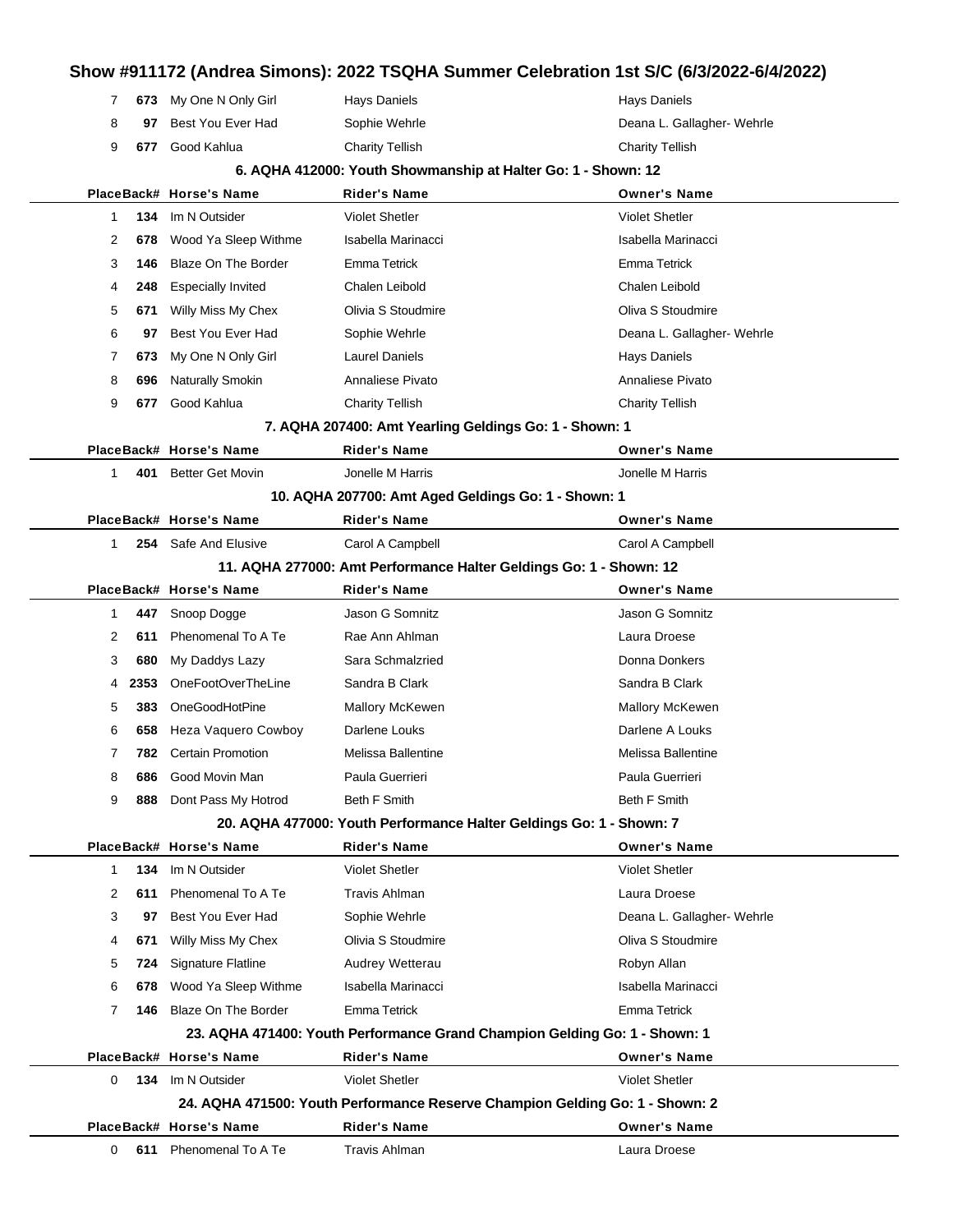# Show #911172 (Andrea Simons): 2022 TSQHA Summer Celebration 1st S/C (6/3/2022-6/4/2022)

| Place | Back# | Horse's Name | Rider's Name | Owner's Name |
|---|---|---|---|---|
| 7 | 673 | My One N Only Girl | Hays Daniels | Hays Daniels |
| 8 | 97 | Best You Ever Had | Sophie Wehrle | Deana L. Gallagher- Wehrle |
| 9 | 677 | Good Kahlua | Charity Tellish | Charity Tellish |

### 6. AQHA 412000: Youth Showmanship at Halter Go: 1 - Shown: 12

| Place | Back# | Horse's Name | Rider's Name | Owner's Name |
|---|---|---|---|---|
| 1 | 134 | Im N Outsider | Violet Shetler | Violet Shetler |
| 2 | 678 | Wood Ya Sleep Withme | Isabella Marinacci | Isabella Marinacci |
| 3 | 146 | Blaze On The Border | Emma Tetrick | Emma Tetrick |
| 4 | 248 | Especially Invited | Chalen Leibold | Chalen Leibold |
| 5 | 671 | Willy Miss My Chex | Olivia S Stoudmire | Oliva S Stoudmire |
| 6 | 97 | Best You Ever Had | Sophie Wehrle | Deana L. Gallagher- Wehrle |
| 7 | 673 | My One N Only Girl | Laurel Daniels | Hays Daniels |
| 8 | 696 | Naturally Smokin | Annaliese Pivato | Annaliese Pivato |
| 9 | 677 | Good Kahlua | Charity Tellish | Charity Tellish |

### 7. AQHA 207400: Amt Yearling Geldings Go: 1 - Shown: 1

| Place | Back# | Horse's Name | Rider's Name | Owner's Name |
|---|---|---|---|---|
| 1 | 401 | Better Get Movin | Jonelle M Harris | Jonelle M Harris |

### 10. AQHA 207700: Amt Aged Geldings Go: 1 - Shown: 1

| Place | Back# | Horse's Name | Rider's Name | Owner's Name |
|---|---|---|---|---|
| 1 | 254 | Safe And Elusive | Carol A Campbell | Carol A Campbell |

### 11. AQHA 277000: Amt Performance Halter Geldings Go: 1 - Shown: 12

| Place | Back# | Horse's Name | Rider's Name | Owner's Name |
|---|---|---|---|---|
| 1 | 447 | Snoop Dogge | Jason G Somnitz | Jason G Somnitz |
| 2 | 611 | Phenomenal To A Te | Rae Ann Ahlman | Laura Droese |
| 3 | 680 | My Daddys Lazy | Sara Schmalzried | Donna Donkers |
| 4 | 2353 | OneFootOverTheLine | Sandra B Clark | Sandra B Clark |
| 5 | 383 | OneGoodHotPine | Mallory McKewen | Mallory McKewen |
| 6 | 658 | Heza Vaquero Cowboy | Darlene Louks | Darlene A Louks |
| 7 | 782 | Certain Promotion | Melissa Ballentine | Melissa Ballentine |
| 8 | 686 | Good Movin Man | Paula Guerrieri | Paula Guerrieri |
| 9 | 888 | Dont Pass My Hotrod | Beth F Smith | Beth F Smith |

### 20. AQHA 477000: Youth Performance Halter Geldings Go: 1 - Shown: 7

| Place | Back# | Horse's Name | Rider's Name | Owner's Name |
|---|---|---|---|---|
| 1 | 134 | Im N Outsider | Violet Shetler | Violet Shetler |
| 2 | 611 | Phenomenal To A Te | Travis Ahlman | Laura Droese |
| 3 | 97 | Best You Ever Had | Sophie Wehrle | Deana L. Gallagher- Wehrle |
| 4 | 671 | Willy Miss My Chex | Olivia S Stoudmire | Oliva S Stoudmire |
| 5 | 724 | Signature Flatline | Audrey Wetterau | Robyn Allan |
| 6 | 678 | Wood Ya Sleep Withme | Isabella Marinacci | Isabella Marinacci |
| 7 | 146 | Blaze On The Border | Emma Tetrick | Emma Tetrick |

### 23. AQHA 471400: Youth Performance Grand Champion Gelding Go: 1 - Shown: 1

| Place | Back# | Horse's Name | Rider's Name | Owner's Name |
|---|---|---|---|---|
| 0 | 134 | Im N Outsider | Violet Shetler | Violet Shetler |

### 24. AQHA 471500: Youth Performance Reserve Champion Gelding Go: 1 - Shown: 2

| Place | Back# | Horse's Name | Rider's Name | Owner's Name |
|---|---|---|---|---|
| 0 | 611 | Phenomenal To A Te | Travis Ahlman | Laura Droese |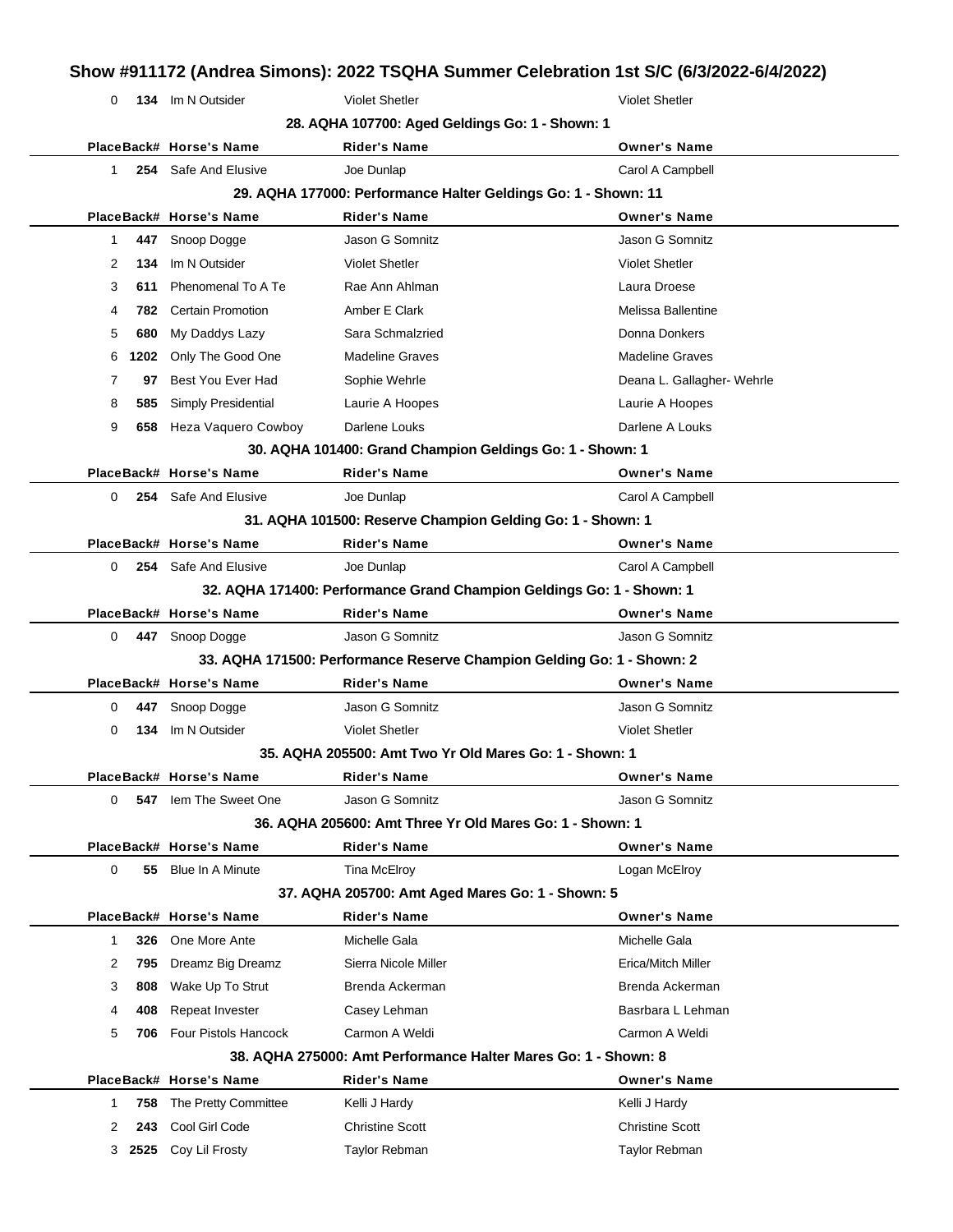# Show #911172 (Andrea Simons): 2022 TSQHA Summer Celebration 1st S/C (6/3/2022-6/4/2022)

| Place | Back# | Horse's Name | Rider's Name | Owner's Name |
|---|---|---|---|---|
| 0 | 134 | Im N Outsider | Violet Shetler | Violet Shetler |

### 28. AQHA 107700: Aged Geldings Go: 1 - Shown: 1

| Place | Back# | Horse's Name | Rider's Name | Owner's Name |
|---|---|---|---|---|
| 1 | 254 | Safe And Elusive | Joe Dunlap | Carol A Campbell |

### 29. AQHA 177000: Performance Halter Geldings Go: 1 - Shown: 11

| Place | Back# | Horse's Name | Rider's Name | Owner's Name |
|---|---|---|---|---|
| 1 | 447 | Snoop Dogge | Jason G Somnitz | Jason G Somnitz |
| 2 | 134 | Im N Outsider | Violet Shetler | Violet Shetler |
| 3 | 611 | Phenomenal To A Te | Rae Ann Ahlman | Laura Droese |
| 4 | 782 | Certain Promotion | Amber E Clark | Melissa Ballentine |
| 5 | 680 | My Daddys Lazy | Sara Schmalzried | Donna Donkers |
| 6 | 1202 | Only The Good One | Madeline Graves | Madeline Graves |
| 7 | 97 | Best You Ever Had | Sophie Wehrle | Deana L. Gallagher- Wehrle |
| 8 | 585 | Simply Presidential | Laurie A Hoopes | Laurie A Hoopes |
| 9 | 658 | Heza Vaquero Cowboy | Darlene Louks | Darlene A Louks |

### 30. AQHA 101400: Grand Champion Geldings Go: 1 - Shown: 1

| Place | Back# | Horse's Name | Rider's Name | Owner's Name |
|---|---|---|---|---|
| 0 | 254 | Safe And Elusive | Joe Dunlap | Carol A Campbell |

### 31. AQHA 101500: Reserve Champion Gelding Go: 1 - Shown: 1

| Place | Back# | Horse's Name | Rider's Name | Owner's Name |
|---|---|---|---|---|
| 0 | 254 | Safe And Elusive | Joe Dunlap | Carol A Campbell |

### 32. AQHA 171400: Performance Grand Champion Geldings Go: 1 - Shown: 1

| Place | Back# | Horse's Name | Rider's Name | Owner's Name |
|---|---|---|---|---|
| 0 | 447 | Snoop Dogge | Jason G Somnitz | Jason G Somnitz |

### 33. AQHA 171500: Performance Reserve Champion Gelding Go: 1 - Shown: 2

| Place | Back# | Horse's Name | Rider's Name | Owner's Name |
|---|---|---|---|---|
| 0 | 447 | Snoop Dogge | Jason G Somnitz | Jason G Somnitz |
| 0 | 134 | Im N Outsider | Violet Shetler | Violet Shetler |

### 35. AQHA 205500: Amt Two Yr Old Mares Go: 1 - Shown: 1

| Place | Back# | Horse's Name | Rider's Name | Owner's Name |
|---|---|---|---|---|
| 0 | 547 | Iem The Sweet One | Jason G Somnitz | Jason G Somnitz |

### 36. AQHA 205600: Amt Three Yr Old Mares Go: 1 - Shown: 1

| Place | Back# | Horse's Name | Rider's Name | Owner's Name |
|---|---|---|---|---|
| 0 | 55 | Blue In A Minute | Tina McElroy | Logan McElroy |

### 37. AQHA 205700: Amt Aged Mares Go: 1 - Shown: 5

| Place | Back# | Horse's Name | Rider's Name | Owner's Name |
|---|---|---|---|---|
| 1 | 326 | One More Ante | Michelle Gala | Michelle Gala |
| 2 | 795 | Dreamz Big Dreamz | Sierra Nicole Miller | Erica/Mitch Miller |
| 3 | 808 | Wake Up To Strut | Brenda Ackerman | Brenda Ackerman |
| 4 | 408 | Repeat Invester | Casey Lehman | Basrbara L Lehman |
| 5 | 706 | Four Pistols Hancock | Carmon A Weldi | Carmon A Weldi |

### 38. AQHA 275000: Amt Performance Halter Mares Go: 1 - Shown: 8

| Place | Back# | Horse's Name | Rider's Name | Owner's Name |
|---|---|---|---|---|
| 1 | 758 | The Pretty Committee | Kelli J Hardy | Kelli J Hardy |
| 2 | 243 | Cool Girl Code | Christine Scott | Christine Scott |
| 3 | 2525 | Coy Lil Frosty | Taylor Rebman | Taylor Rebman |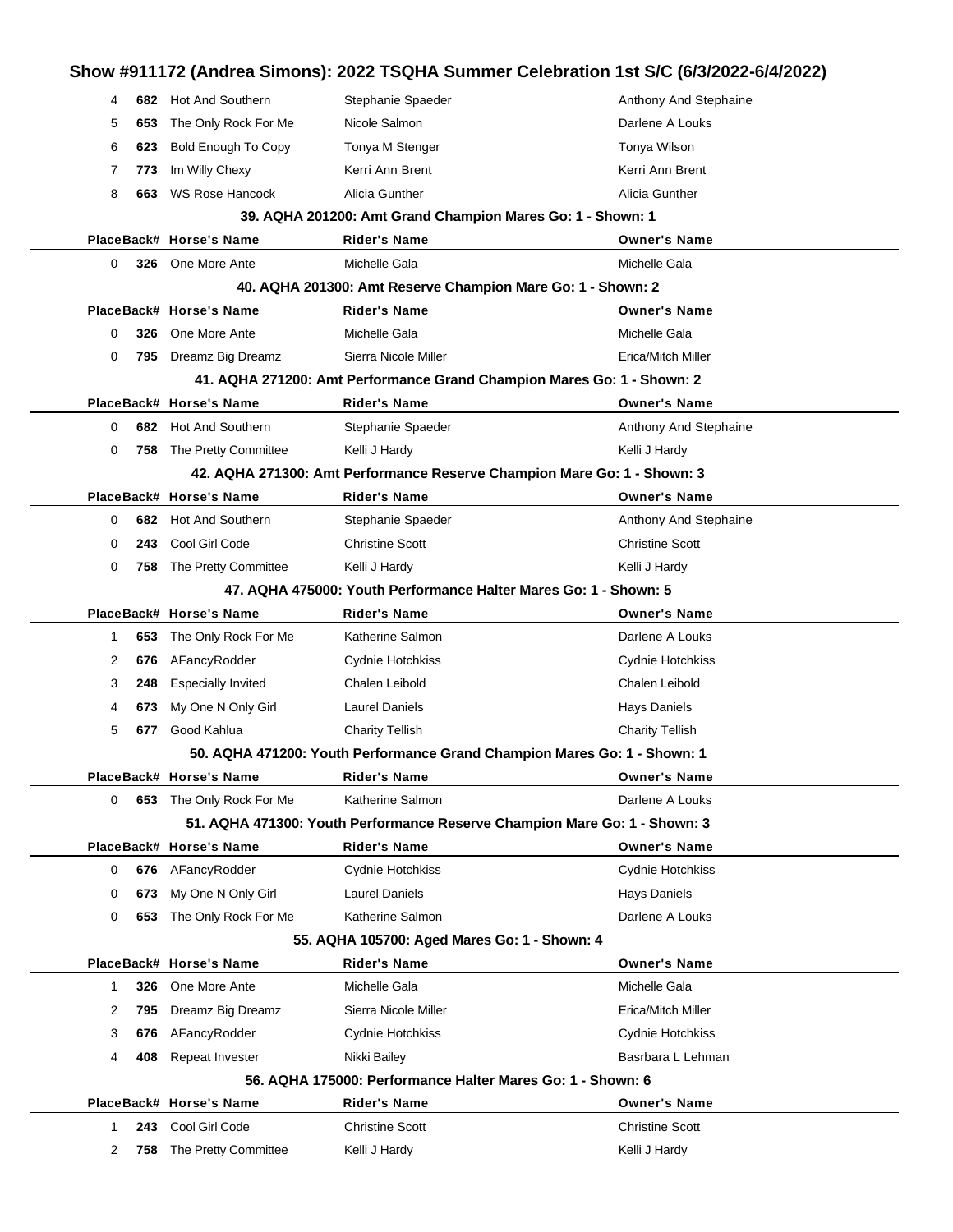# Show #911172 (Andrea Simons): 2022 TSQHA Summer Celebration 1st S/C (6/3/2022-6/4/2022)

| Place | Back# | Horse's Name | Rider's Name | Owner's Name |
|---|---|---|---|---|
| 4 | **682** | Hot And Southern | Stephanie Spaeder | Anthony And Stephaine |
| 5 | **653** | The Only Rock For Me | Nicole Salmon | Darlene A Louks |
| 6 | **623** | Bold Enough To Copy | Tonya M Stenger | Tonya Wilson |
| 7 | **773** | Im Willy Chexy | Kerri Ann Brent | Kerri Ann Brent |
| 8 | **663** | WS Rose Hancock | Alicia Gunther | Alicia Gunther |

**39. AQHA 201200: Amt Grand Champion Mares Go: 1 - Shown: 1**

| Place | Back# | Horse's Name | Rider's Name | Owner's Name |
|---|---|---|---|---|
| 0 | **326** | One More Ante | Michelle Gala | Michelle Gala |

**40. AQHA 201300: Amt Reserve Champion Mare Go: 1 - Shown: 2**

| Place | Back# | Horse's Name | Rider's Name | Owner's Name |
|---|---|---|---|---|
| 0 | **326** | One More Ante | Michelle Gala | Michelle Gala |
| 0 | **795** | Dreamz Big Dreamz | Sierra Nicole Miller | Erica/Mitch Miller |

**41. AQHA 271200: Amt Performance Grand Champion Mares Go: 1 - Shown: 2**

| Place | Back# | Horse's Name | Rider's Name | Owner's Name |
|---|---|---|---|---|
| 0 | **682** | Hot And Southern | Stephanie Spaeder | Anthony And Stephaine |
| 0 | **758** | The Pretty Committee | Kelli J Hardy | Kelli J Hardy |

**42. AQHA 271300: Amt Performance Reserve Champion Mare Go: 1 - Shown: 3**

| Place | Back# | Horse's Name | Rider's Name | Owner's Name |
|---|---|---|---|---|
| 0 | **682** | Hot And Southern | Stephanie Spaeder | Anthony And Stephaine |
| 0 | **243** | Cool Girl Code | Christine Scott | Christine Scott |
| 0 | **758** | The Pretty Committee | Kelli J Hardy | Kelli J Hardy |

**47. AQHA 475000: Youth Performance Halter Mares Go: 1 - Shown: 5**

| Place | Back# | Horse's Name | Rider's Name | Owner's Name |
|---|---|---|---|---|
| 1 | **653** | The Only Rock For Me | Katherine Salmon | Darlene A Louks |
| 2 | **676** | AFancyRodder | Cydnie Hotchkiss | Cydnie Hotchkiss |
| 3 | **248** | Especially Invited | Chalen Leibold | Chalen Leibold |
| 4 | **673** | My One N Only Girl | Laurel Daniels | Hays Daniels |
| 5 | **677** | Good Kahlua | Charity Tellish | Charity Tellish |

**50. AQHA 471200: Youth Performance Grand Champion Mares Go: 1 - Shown: 1**

| Place | Back# | Horse's Name | Rider's Name | Owner's Name |
|---|---|---|---|---|
| 0 | **653** | The Only Rock For Me | Katherine Salmon | Darlene A Louks |

**51. AQHA 471300: Youth Performance Reserve Champion Mare Go: 1 - Shown: 3**

| Place | Back# | Horse's Name | Rider's Name | Owner's Name |
|---|---|---|---|---|
| 0 | **676** | AFancyRodder | Cydnie Hotchkiss | Cydnie Hotchkiss |
| 0 | **673** | My One N Only Girl | Laurel Daniels | Hays Daniels |
| 0 | **653** | The Only Rock For Me | Katherine Salmon | Darlene A Louks |

**55. AQHA 105700: Aged Mares Go: 1 - Shown: 4**

| Place | Back# | Horse's Name | Rider's Name | Owner's Name |
|---|---|---|---|---|
| 1 | **326** | One More Ante | Michelle Gala | Michelle Gala |
| 2 | **795** | Dreamz Big Dreamz | Sierra Nicole Miller | Erica/Mitch Miller |
| 3 | **676** | AFancyRodder | Cydnie Hotchkiss | Cydnie Hotchkiss |
| 4 | **408** | Repeat Invester | Nikki Bailey | Basrbara L Lehman |

**56. AQHA 175000: Performance Halter Mares Go: 1 - Shown: 6**

| Place | Back# | Horse's Name | Rider's Name | Owner's Name |
|---|---|---|---|---|
| 1 | **243** | Cool Girl Code | Christine Scott | Christine Scott |
| 2 | **758** | The Pretty Committee | Kelli J Hardy | Kelli J Hardy |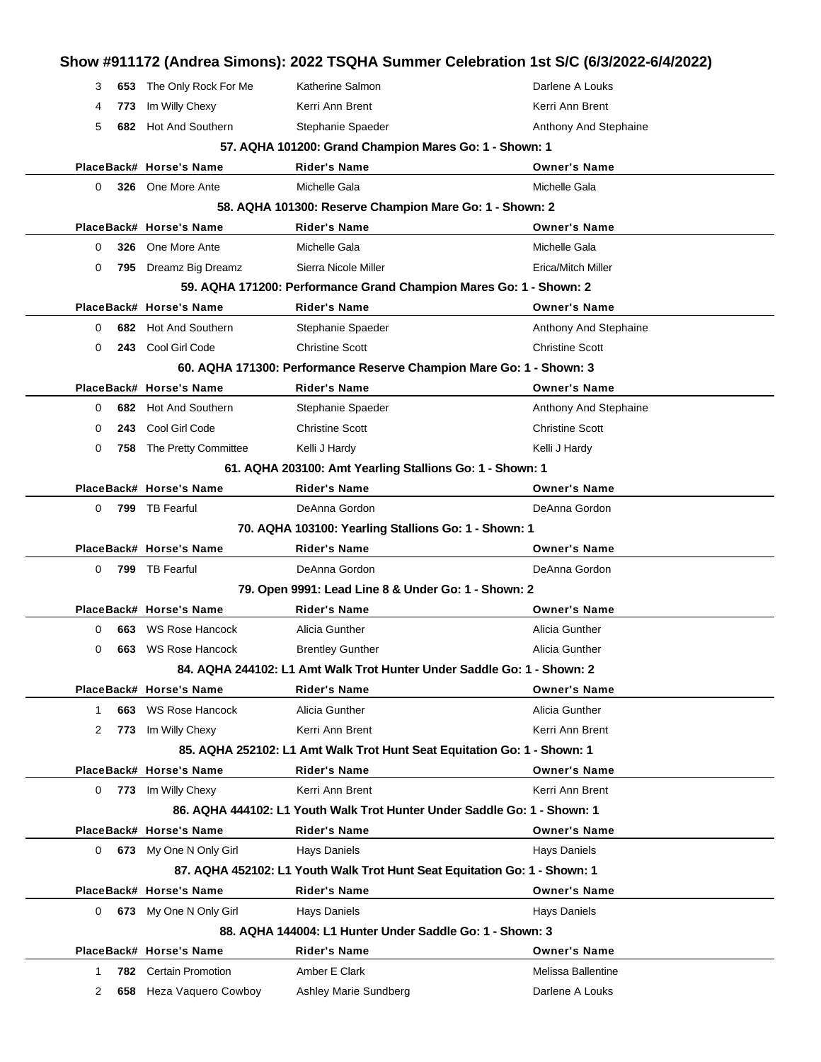| Place | Back# | Horse's Name | Rider's Name | Owner's Name |
|---|---|---|---|---|
| 3 | **653** | The Only Rock For Me | Katherine Salmon | Darlene A Louks |
| 4 | **773** | Im Willy Chexy | Kerri Ann Brent | Kerri Ann Brent |
| 5 | **682** | Hot And Southern | Stephanie Spaeder | Anthony And Stephaine |

**57. AQHA 101200: Grand Champion Mares Go: 1 - Shown: 1**

| Place | Back# | Horse's Name | Rider's Name | Owner's Name |
|---|---|---|---|---|
| 0 | **326** | One More Ante | Michelle Gala | Michelle Gala |

**58. AQHA 101300: Reserve Champion Mare Go: 1 - Shown: 2**

| Place | Back# | Horse's Name | Rider's Name | Owner's Name |
|---|---|---|---|---|
| 0 | **326** | One More Ante | Michelle Gala | Michelle Gala |
| 0 | **795** | Dreamz Big Dreamz | Sierra Nicole Miller | Erica/Mitch Miller |

**59. AQHA 171200: Performance Grand Champion Mares Go: 1 - Shown: 2**

| Place | Back# | Horse's Name | Rider's Name | Owner's Name |
|---|---|---|---|---|
| 0 | **682** | Hot And Southern | Stephanie Spaeder | Anthony And Stephaine |
| 0 | **243** | Cool Girl Code | Christine Scott | Christine Scott |

**60. AQHA 171300: Performance Reserve Champion Mare Go: 1 - Shown: 3**

| Place | Back# | Horse's Name | Rider's Name | Owner's Name |
|---|---|---|---|---|
| 0 | **682** | Hot And Southern | Stephanie Spaeder | Anthony And Stephaine |
| 0 | **243** | Cool Girl Code | Christine Scott | Christine Scott |
| 0 | **758** | The Pretty Committee | Kelli J Hardy | Kelli J Hardy |

**61. AQHA 203100: Amt Yearling Stallions Go: 1 - Shown: 1**

| Place | Back# | Horse's Name | Rider's Name | Owner's Name |
|---|---|---|---|---|
| 0 | **799** | TB Fearful | DeAnna Gordon | DeAnna Gordon |

**70. AQHA 103100: Yearling Stallions Go: 1 - Shown: 1**

| Place | Back# | Horse's Name | Rider's Name | Owner's Name |
|---|---|---|---|---|
| 0 | **799** | TB Fearful | DeAnna Gordon | DeAnna Gordon |

**79. Open 9991: Lead Line 8 & Under Go: 1 - Shown: 2**

| Place | Back# | Horse's Name | Rider's Name | Owner's Name |
|---|---|---|---|---|
| 0 | **663** | WS Rose Hancock | Alicia Gunther | Alicia Gunther |
| 0 | **663** | WS Rose Hancock | Brentley Gunther | Alicia Gunther |

**84. AQHA 244102: L1 Amt Walk Trot Hunter Under Saddle Go: 1 - Shown: 2**

| Place | Back# | Horse's Name | Rider's Name | Owner's Name |
|---|---|---|---|---|
| 1 | **663** | WS Rose Hancock | Alicia Gunther | Alicia Gunther |
| 2 | **773** | Im Willy Chexy | Kerri Ann Brent | Kerri Ann Brent |

**85. AQHA 252102: L1 Amt Walk Trot Hunt Seat Equitation Go: 1 - Shown: 1**

| Place | Back# | Horse's Name | Rider's Name | Owner's Name |
|---|---|---|---|---|
| 0 | **773** | Im Willy Chexy | Kerri Ann Brent | Kerri Ann Brent |

**86. AQHA 444102: L1 Youth Walk Trot Hunter Under Saddle Go: 1 - Shown: 1**

| Place | Back# | Horse's Name | Rider's Name | Owner's Name |
|---|---|---|---|---|
| 0 | **673** | My One N Only Girl | Hays Daniels | Hays Daniels |

**87. AQHA 452102: L1 Youth Walk Trot Hunt Seat Equitation Go: 1 - Shown: 1**

| Place | Back# | Horse's Name | Rider's Name | Owner's Name |
|---|---|---|---|---|
| 0 | **673** | My One N Only Girl | Hays Daniels | Hays Daniels |

**88. AQHA 144004: L1 Hunter Under Saddle Go: 1 - Shown: 3**

| Place | Back# | Horse's Name | Rider's Name | Owner's Name |
|---|---|---|---|---|
| 1 | **782** | Certain Promotion | Amber E Clark | Melissa Ballentine |
| 2 | **658** | Heza Vaquero Cowboy | Ashley Marie Sundberg | Darlene A Louks |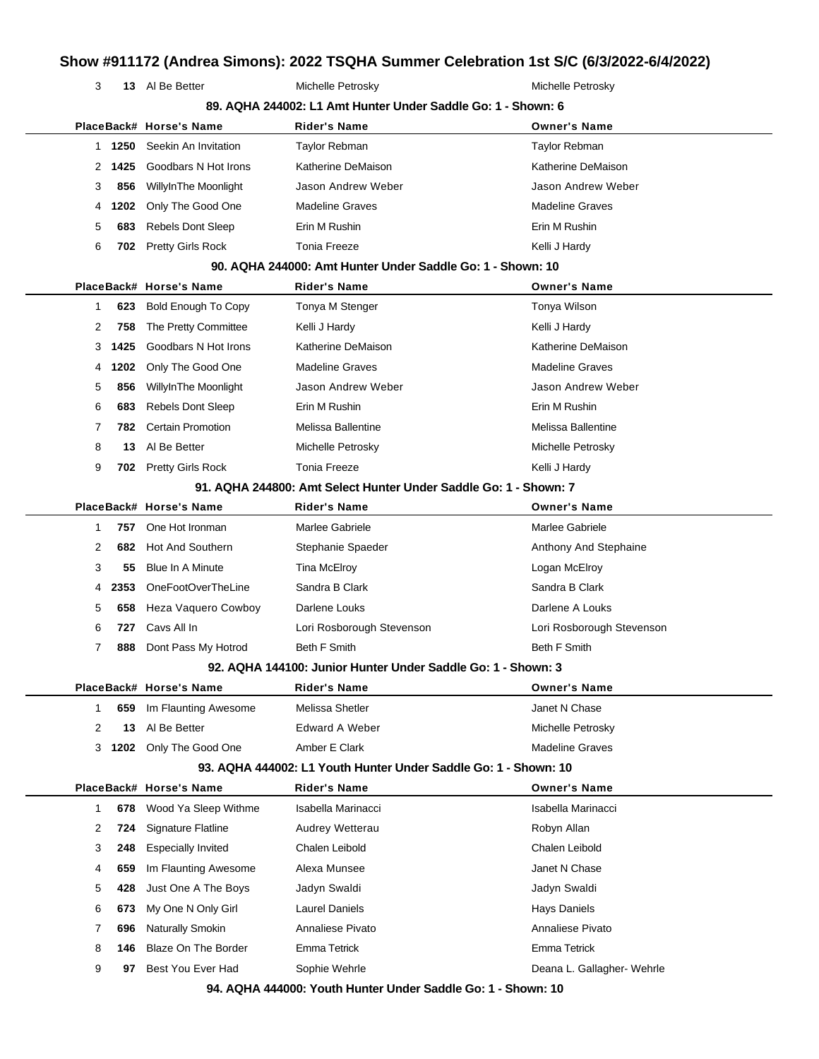| Place | Back# | Horse's Name | Rider's Name | Owner's Name |
|---|---|---|---|---|
| 3 | 13 | Al Be Better | Michelle Petrosky | Michelle Petrosky |

### 89. AQHA 244002: L1 Amt Hunter Under Saddle Go: 1 - Shown: 6

| Place | Back# | Horse's Name | Rider's Name | Owner's Name |
|---|---|---|---|---|
| 1 | 1250 | Seekin An Invitation | Taylor Rebman | Taylor Rebman |
| 2 | 1425 | Goodbars N Hot Irons | Katherine DeMaison | Katherine DeMaison |
| 3 | 856 | WillyInThe Moonlight | Jason Andrew Weber | Jason Andrew Weber |
| 4 | 1202 | Only The Good One | Madeline Graves | Madeline Graves |
| 5 | 683 | Rebels Dont Sleep | Erin M Rushin | Erin M Rushin |
| 6 | 702 | Pretty Girls Rock | Tonia Freeze | Kelli J Hardy |

### 90. AQHA 244000: Amt Hunter Under Saddle Go: 1 - Shown: 10

| Place | Back# | Horse's Name | Rider's Name | Owner's Name |
|---|---|---|---|---|
| 1 | 623 | Bold Enough To Copy | Tonya M Stenger | Tonya Wilson |
| 2 | 758 | The Pretty Committee | Kelli J Hardy | Kelli J Hardy |
| 3 | 1425 | Goodbars N Hot Irons | Katherine DeMaison | Katherine DeMaison |
| 4 | 1202 | Only The Good One | Madeline Graves | Madeline Graves |
| 5 | 856 | WillyInThe Moonlight | Jason Andrew Weber | Jason Andrew Weber |
| 6 | 683 | Rebels Dont Sleep | Erin M Rushin | Erin M Rushin |
| 7 | 782 | Certain Promotion | Melissa Ballentine | Melissa Ballentine |
| 8 | 13 | Al Be Better | Michelle Petrosky | Michelle Petrosky |
| 9 | 702 | Pretty Girls Rock | Tonia Freeze | Kelli J Hardy |

### 91. AQHA 244800: Amt Select Hunter Under Saddle Go: 1 - Shown: 7

| Place | Back# | Horse's Name | Rider's Name | Owner's Name |
|---|---|---|---|---|
| 1 | 757 | One Hot Ironman | Marlee Gabriele | Marlee Gabriele |
| 2 | 682 | Hot And Southern | Stephanie Spaeder | Anthony And Stephaine |
| 3 | 55 | Blue In A Minute | Tina McElroy | Logan McElroy |
| 4 | 2353 | OneFootOverTheLine | Sandra B Clark | Sandra B Clark |
| 5 | 658 | Heza Vaquero Cowboy | Darlene Louks | Darlene A Louks |
| 6 | 727 | Cavs All In | Lori Rosborough Stevenson | Lori Rosborough Stevenson |
| 7 | 888 | Dont Pass My Hotrod | Beth F Smith | Beth F Smith |

### 92. AQHA 144100: Junior Hunter Under Saddle Go: 1 - Shown: 3

| Place | Back# | Horse's Name | Rider's Name | Owner's Name |
|---|---|---|---|---|
| 1 | 659 | Im Flaunting Awesome | Melissa Shetler | Janet N Chase |
| 2 | 13 | Al Be Better | Edward A Weber | Michelle Petrosky |
| 3 | 1202 | Only The Good One | Amber E Clark | Madeline Graves |

### 93. AQHA 444002: L1 Youth Hunter Under Saddle Go: 1 - Shown: 10

| Place | Back# | Horse's Name | Rider's Name | Owner's Name |
|---|---|---|---|---|
| 1 | 678 | Wood Ya Sleep Withme | Isabella Marinacci | Isabella Marinacci |
| 2 | 724 | Signature Flatline | Audrey Wetterau | Robyn Allan |
| 3 | 248 | Especially Invited | Chalen Leibold | Chalen Leibold |
| 4 | 659 | Im Flaunting Awesome | Alexa Munsee | Janet N Chase |
| 5 | 428 | Just One A The Boys | Jadyn Swaldi | Jadyn Swaldi |
| 6 | 673 | My One N Only Girl | Laurel Daniels | Hays Daniels |
| 7 | 696 | Naturally Smokin | Annaliese Pivato | Annaliese Pivato |
| 8 | 146 | Blaze On The Border | Emma Tetrick | Emma Tetrick |
| 9 | 97 | Best You Ever Had | Sophie Wehrle | Deana L. Gallagher- Wehrle |

### 94. AQHA 444000: Youth Hunter Under Saddle Go: 1 - Shown: 10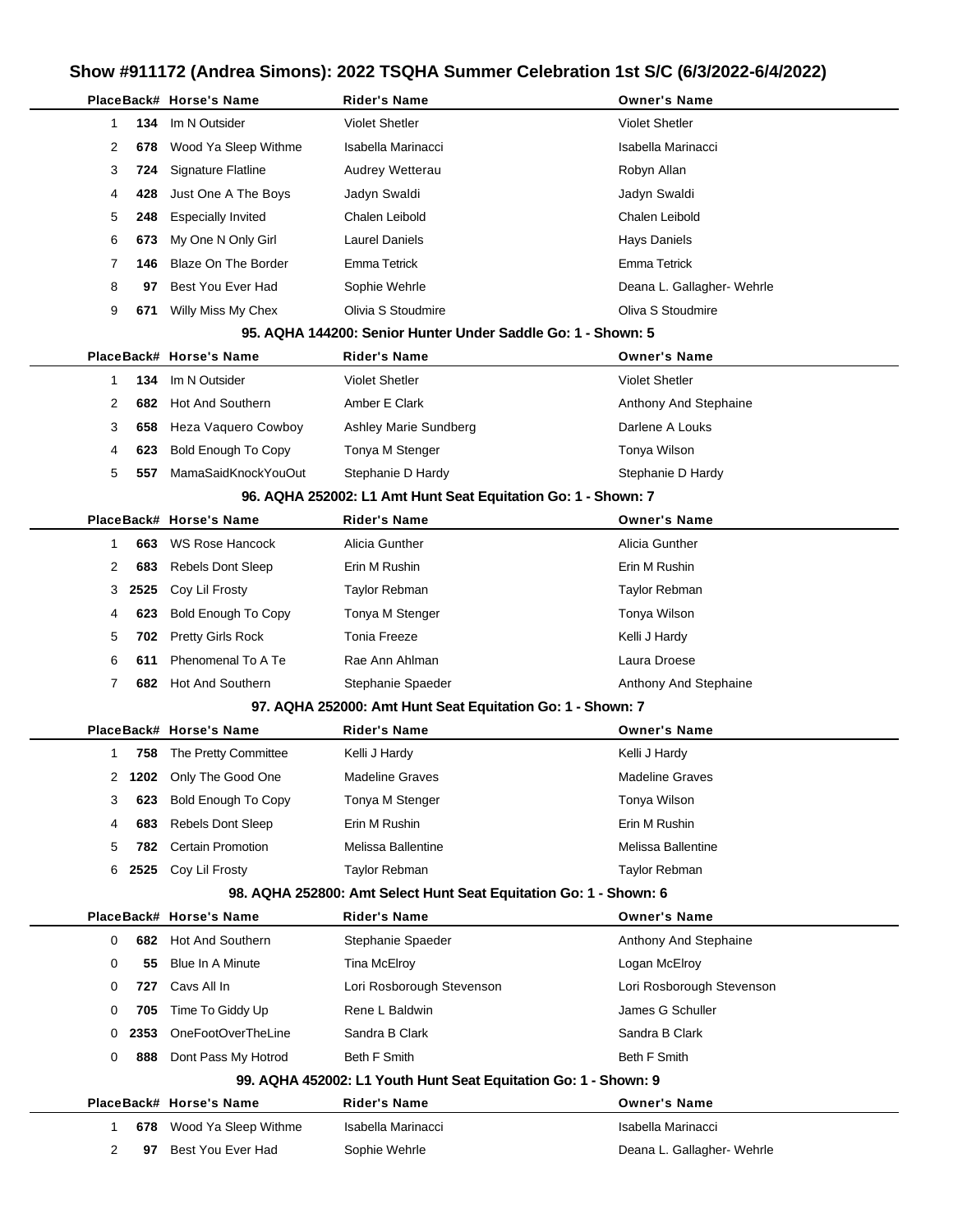# Show #911172 (Andrea Simons): 2022 TSQHA Summer Celebration 1st S/C (6/3/2022-6/4/2022)

| Place | Back# | Horse's Name | Rider's Name | Owner's Name |
|---|---|---|---|---|
| 1 | 134 | Im N Outsider | Violet Shetler | Violet Shetler |
| 2 | 678 | Wood Ya Sleep Withme | Isabella Marinacci | Isabella Marinacci |
| 3 | 724 | Signature Flatline | Audrey Wetterau | Robyn Allan |
| 4 | 428 | Just One A The Boys | Jadyn Swaldi | Jadyn Swaldi |
| 5 | 248 | Especially Invited | Chalen Leibold | Chalen Leibold |
| 6 | 673 | My One N Only Girl | Laurel Daniels | Hays Daniels |
| 7 | 146 | Blaze On The Border | Emma Tetrick | Emma Tetrick |
| 8 | 97 | Best You Ever Had | Sophie Wehrle | Deana L. Gallagher- Wehrle |
| 9 | 671 | Willy Miss My Chex | Olivia S Stoudmire | Oliva S Stoudmire |

### 95. AQHA 144200: Senior Hunter Under Saddle Go: 1 - Shown: 5

| Place | Back# | Horse's Name | Rider's Name | Owner's Name |
|---|---|---|---|---|
| 1 | 134 | Im N Outsider | Violet Shetler | Violet Shetler |
| 2 | 682 | Hot And Southern | Amber E Clark | Anthony And Stephaine |
| 3 | 658 | Heza Vaquero Cowboy | Ashley Marie Sundberg | Darlene A Louks |
| 4 | 623 | Bold Enough To Copy | Tonya M Stenger | Tonya Wilson |
| 5 | 557 | MamaSaidKnockYouOut | Stephanie D Hardy | Stephanie D Hardy |

### 96. AQHA 252002: L1 Amt Hunt Seat Equitation Go: 1 - Shown: 7

| Place | Back# | Horse's Name | Rider's Name | Owner's Name |
|---|---|---|---|---|
| 1 | 663 | WS Rose Hancock | Alicia Gunther | Alicia Gunther |
| 2 | 683 | Rebels Dont Sleep | Erin M Rushin | Erin M Rushin |
| 3 | 2525 | Coy Lil Frosty | Taylor Rebman | Taylor Rebman |
| 4 | 623 | Bold Enough To Copy | Tonya M Stenger | Tonya Wilson |
| 5 | 702 | Pretty Girls Rock | Tonia Freeze | Kelli J Hardy |
| 6 | 611 | Phenomenal To A Te | Rae Ann Ahlman | Laura Droese |
| 7 | 682 | Hot And Southern | Stephanie Spaeder | Anthony And Stephaine |

### 97. AQHA 252000: Amt Hunt Seat Equitation Go: 1 - Shown: 7

| Place | Back# | Horse's Name | Rider's Name | Owner's Name |
|---|---|---|---|---|
| 1 | 758 | The Pretty Committee | Kelli J Hardy | Kelli J Hardy |
| 2 | 1202 | Only The Good One | Madeline Graves | Madeline Graves |
| 3 | 623 | Bold Enough To Copy | Tonya M Stenger | Tonya Wilson |
| 4 | 683 | Rebels Dont Sleep | Erin M Rushin | Erin M Rushin |
| 5 | 782 | Certain Promotion | Melissa Ballentine | Melissa Ballentine |
| 6 | 2525 | Coy Lil Frosty | Taylor Rebman | Taylor Rebman |

### 98. AQHA 252800: Amt Select Hunt Seat Equitation Go: 1 - Shown: 6

| Place | Back# | Horse's Name | Rider's Name | Owner's Name |
|---|---|---|---|---|
| 0 | 682 | Hot And Southern | Stephanie Spaeder | Anthony And Stephaine |
| 0 | 55 | Blue In A Minute | Tina McElroy | Logan McElroy |
| 0 | 727 | Cavs All In | Lori Rosborough Stevenson | Lori Rosborough Stevenson |
| 0 | 705 | Time To Giddy Up | Rene L Baldwin | James G Schuller |
| 0 | 2353 | OneFootOverTheLine | Sandra B Clark | Sandra B Clark |
| 0 | 888 | Dont Pass My Hotrod | Beth F Smith | Beth F Smith |

### 99. AQHA 452002: L1 Youth Hunt Seat Equitation Go: 1 - Shown: 9

| Place | Back# | Horse's Name | Rider's Name | Owner's Name |
|---|---|---|---|---|
| 1 | 678 | Wood Ya Sleep Withme | Isabella Marinacci | Isabella Marinacci |
| 2 | 97 | Best You Ever Had | Sophie Wehrle | Deana L. Gallagher- Wehrle |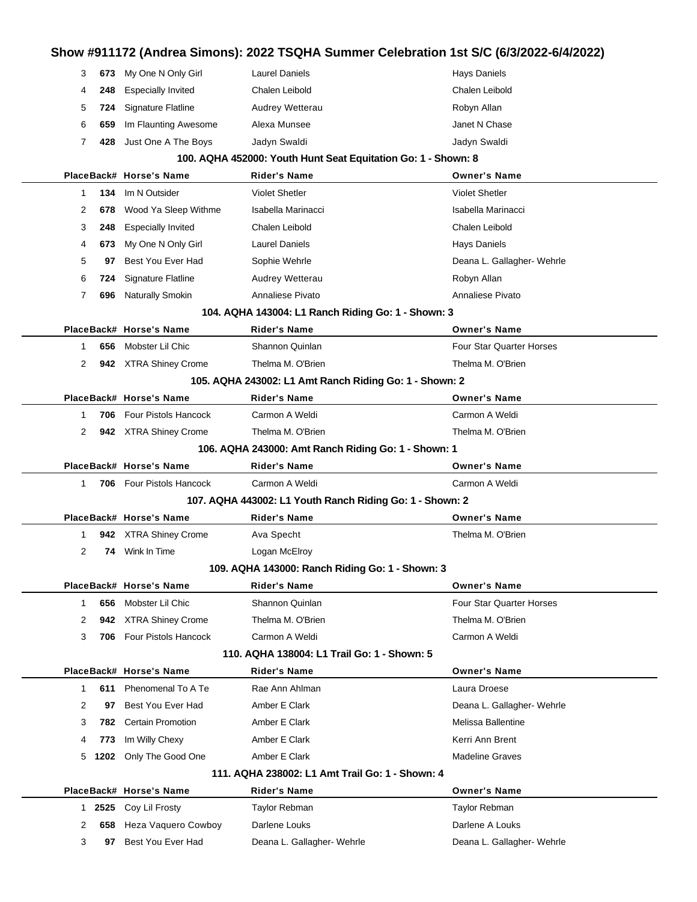| Place | Back# | Horse's Name | Rider's Name | Owner's Name |
|---|---|---|---|---|
| 3 | 673 | My One N Only Girl | Laurel Daniels | Hays Daniels |
| 4 | 248 | Especially Invited | Chalen Leibold | Chalen Leibold |
| 5 | 724 | Signature Flatline | Audrey Wetterau | Robyn Allan |
| 6 | 659 | Im Flaunting Awesome | Alexa Munsee | Janet N Chase |
| 7 | 428 | Just One A The Boys | Jadyn Swaldi | Jadyn Swaldi |

### 100. AQHA 452000: Youth Hunt Seat Equitation Go: 1 - Shown: 8

| Place | Back# | Horse's Name | Rider's Name | Owner's Name |
|---|---|---|---|---|
| 1 | 134 | Im N Outsider | Violet Shetler | Violet Shetler |
| 2 | 678 | Wood Ya Sleep Withme | Isabella Marinacci | Isabella Marinacci |
| 3 | 248 | Especially Invited | Chalen Leibold | Chalen Leibold |
| 4 | 673 | My One N Only Girl | Laurel Daniels | Hays Daniels |
| 5 | 97 | Best You Ever Had | Sophie Wehrle | Deana L. Gallagher- Wehrle |
| 6 | 724 | Signature Flatline | Audrey Wetterau | Robyn Allan |
| 7 | 696 | Naturally Smokin | Annaliese Pivato | Annaliese Pivato |

### 104. AQHA 143004: L1 Ranch Riding Go: 1 - Shown: 3

| Place | Back# | Horse's Name | Rider's Name | Owner's Name |
|---|---|---|---|---|
| 1 | 656 | Mobster Lil Chic | Shannon Quinlan | Four Star Quarter Horses |
| 2 | 942 | XTRA Shiney Crome | Thelma M. O'Brien | Thelma M. O'Brien |

### 105. AQHA 243002: L1 Amt Ranch Riding Go: 1 - Shown: 2

| Place | Back# | Horse's Name | Rider's Name | Owner's Name |
|---|---|---|---|---|
| 1 | 706 | Four Pistols Hancock | Carmon A Weldi | Carmon A Weldi |
| 2 | 942 | XTRA Shiney Crome | Thelma M. O'Brien | Thelma M. O'Brien |

### 106. AQHA 243000: Amt Ranch Riding Go: 1 - Shown: 1

| Place | Back# | Horse's Name | Rider's Name | Owner's Name |
|---|---|---|---|---|
| 1 | 706 | Four Pistols Hancock | Carmon A Weldi | Carmon A Weldi |

### 107. AQHA 443002: L1 Youth Ranch Riding Go: 1 - Shown: 2

| Place | Back# | Horse's Name | Rider's Name | Owner's Name |
|---|---|---|---|---|
| 1 | 942 | XTRA Shiney Crome | Ava Specht | Thelma M. O'Brien |
| 2 | 74 | Wink In Time | Logan McElroy | |

### 109. AQHA 143000: Ranch Riding Go: 1 - Shown: 3

| Place | Back# | Horse's Name | Rider's Name | Owner's Name |
|---|---|---|---|---|
| 1 | 656 | Mobster Lil Chic | Shannon Quinlan | Four Star Quarter Horses |
| 2 | 942 | XTRA Shiney Crome | Thelma M. O'Brien | Thelma M. O'Brien |
| 3 | 706 | Four Pistols Hancock | Carmon A Weldi | Carmon A Weldi |

### 110. AQHA 138004: L1 Trail Go: 1 - Shown: 5

| Place | Back# | Horse's Name | Rider's Name | Owner's Name |
|---|---|---|---|---|
| 1 | 611 | Phenomenal To A Te | Rae Ann Ahlman | Laura Droese |
| 2 | 97 | Best You Ever Had | Amber E Clark | Deana L. Gallagher- Wehrle |
| 3 | 782 | Certain Promotion | Amber E Clark | Melissa Ballentine |
| 4 | 773 | Im Willy Chexy | Amber E Clark | Kerri Ann Brent |
| 5 | 1202 | Only The Good One | Amber E Clark | Madeline Graves |

### 111. AQHA 238002: L1 Amt Trail Go: 1 - Shown: 4

| Place | Back# | Horse's Name | Rider's Name | Owner's Name |
|---|---|---|---|---|
| 1 | 2525 | Coy Lil Frosty | Taylor Rebman | Taylor Rebman |
| 2 | 658 | Heza Vaquero Cowboy | Darlene Louks | Darlene A Louks |
| 3 | 97 | Best You Ever Had | Deana L. Gallagher- Wehrle | Deana L. Gallagher- Wehrle |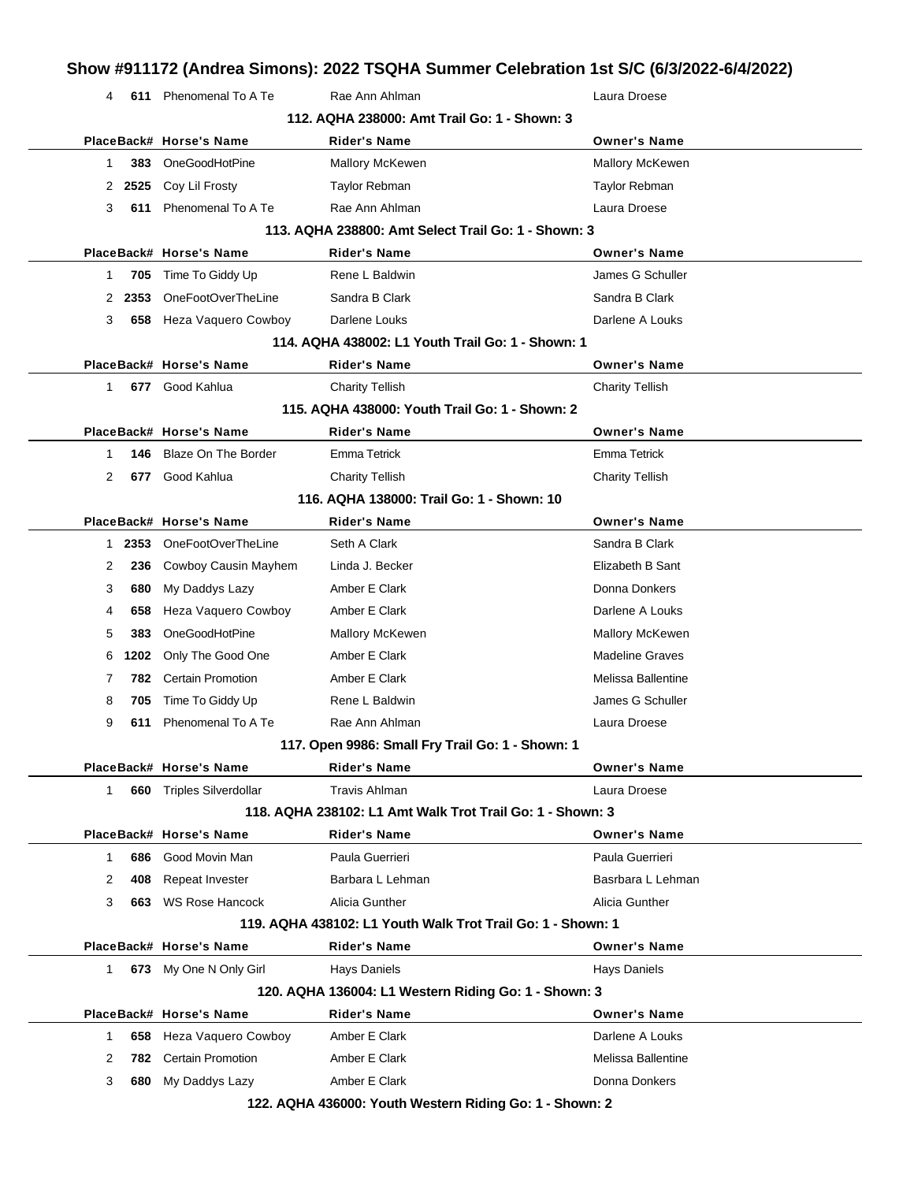| Place | Back# | Horse's Name | Rider's Name | Owner's Name |
| --- | --- | --- | --- | --- |
| 4 | 611 | Phenomenal To A Te | Rae Ann Ahlman | Laura Droese |

### 112. AQHA 238000: Amt Trail Go: 1 - Shown: 3

| Place | Back# | Horse's Name | Rider's Name | Owner's Name |
| --- | --- | --- | --- | --- |
| 1 | 383 | OneGoodHotPine | Mallory McKewen | Mallory McKewen |
| 2 | 2525 | Coy Lil Frosty | Taylor Rebman | Taylor Rebman |
| 3 | 611 | Phenomenal To A Te | Rae Ann Ahlman | Laura Droese |

### 113. AQHA 238800: Amt Select Trail Go: 1 - Shown: 3

| Place | Back# | Horse's Name | Rider's Name | Owner's Name |
| --- | --- | --- | --- | --- |
| 1 | 705 | Time To Giddy Up | Rene L Baldwin | James G Schuller |
| 2 | 2353 | OneFootOverTheLine | Sandra B Clark | Sandra B Clark |
| 3 | 658 | Heza Vaquero Cowboy | Darlene Louks | Darlene A Louks |

### 114. AQHA 438002: L1 Youth Trail Go: 1 - Shown: 1

| Place | Back# | Horse's Name | Rider's Name | Owner's Name |
| --- | --- | --- | --- | --- |
| 1 | 677 | Good Kahlua | Charity Tellish | Charity Tellish |

### 115. AQHA 438000: Youth Trail Go: 1 - Shown: 2

| Place | Back# | Horse's Name | Rider's Name | Owner's Name |
| --- | --- | --- | --- | --- |
| 1 | 146 | Blaze On The Border | Emma Tetrick | Emma Tetrick |
| 2 | 677 | Good Kahlua | Charity Tellish | Charity Tellish |

### 116. AQHA 138000: Trail Go: 1 - Shown: 10

| Place | Back# | Horse's Name | Rider's Name | Owner's Name |
| --- | --- | --- | --- | --- |
| 1 | 2353 | OneFootOverTheLine | Seth A Clark | Sandra B Clark |
| 2 | 236 | Cowboy Causin Mayhem | Linda J. Becker | Elizabeth B Sant |
| 3 | 680 | My Daddys Lazy | Amber E Clark | Donna Donkers |
| 4 | 658 | Heza Vaquero Cowboy | Amber E Clark | Darlene A Louks |
| 5 | 383 | OneGoodHotPine | Mallory McKewen | Mallory McKewen |
| 6 | 1202 | Only The Good One | Amber E Clark | Madeline Graves |
| 7 | 782 | Certain Promotion | Amber E Clark | Melissa Ballentine |
| 8 | 705 | Time To Giddy Up | Rene L Baldwin | James G Schuller |
| 9 | 611 | Phenomenal To A Te | Rae Ann Ahlman | Laura Droese |

### 117. Open 9986: Small Fry Trail Go: 1 - Shown: 1

| Place | Back# | Horse's Name | Rider's Name | Owner's Name |
| --- | --- | --- | --- | --- |
| 1 | 660 | Triples Silverdollar | Travis Ahlman | Laura Droese |

### 118. AQHA 238102: L1 Amt Walk Trot Trail Go: 1 - Shown: 3

| Place | Back# | Horse's Name | Rider's Name | Owner's Name |
| --- | --- | --- | --- | --- |
| 1 | 686 | Good Movin Man | Paula Guerrieri | Paula Guerrieri |
| 2 | 408 | Repeat Invester | Barbara L Lehman | Basrbara L Lehman |
| 3 | 663 | WS Rose Hancock | Alicia Gunther | Alicia Gunther |

### 119. AQHA 438102: L1 Youth Walk Trot Trail Go: 1 - Shown: 1

| Place | Back# | Horse's Name | Rider's Name | Owner's Name |
| --- | --- | --- | --- | --- |
| 1 | 673 | My One N Only Girl | Hays Daniels | Hays Daniels |

### 120. AQHA 136004: L1 Western Riding Go: 1 - Shown: 3

| Place | Back# | Horse's Name | Rider's Name | Owner's Name |
| --- | --- | --- | --- | --- |
| 1 | 658 | Heza Vaquero Cowboy | Amber E Clark | Darlene A Louks |
| 2 | 782 | Certain Promotion | Amber E Clark | Melissa Ballentine |
| 3 | 680 | My Daddys Lazy | Amber E Clark | Donna Donkers |

### 122. AQHA 436000: Youth Western Riding Go: 1 - Shown: 2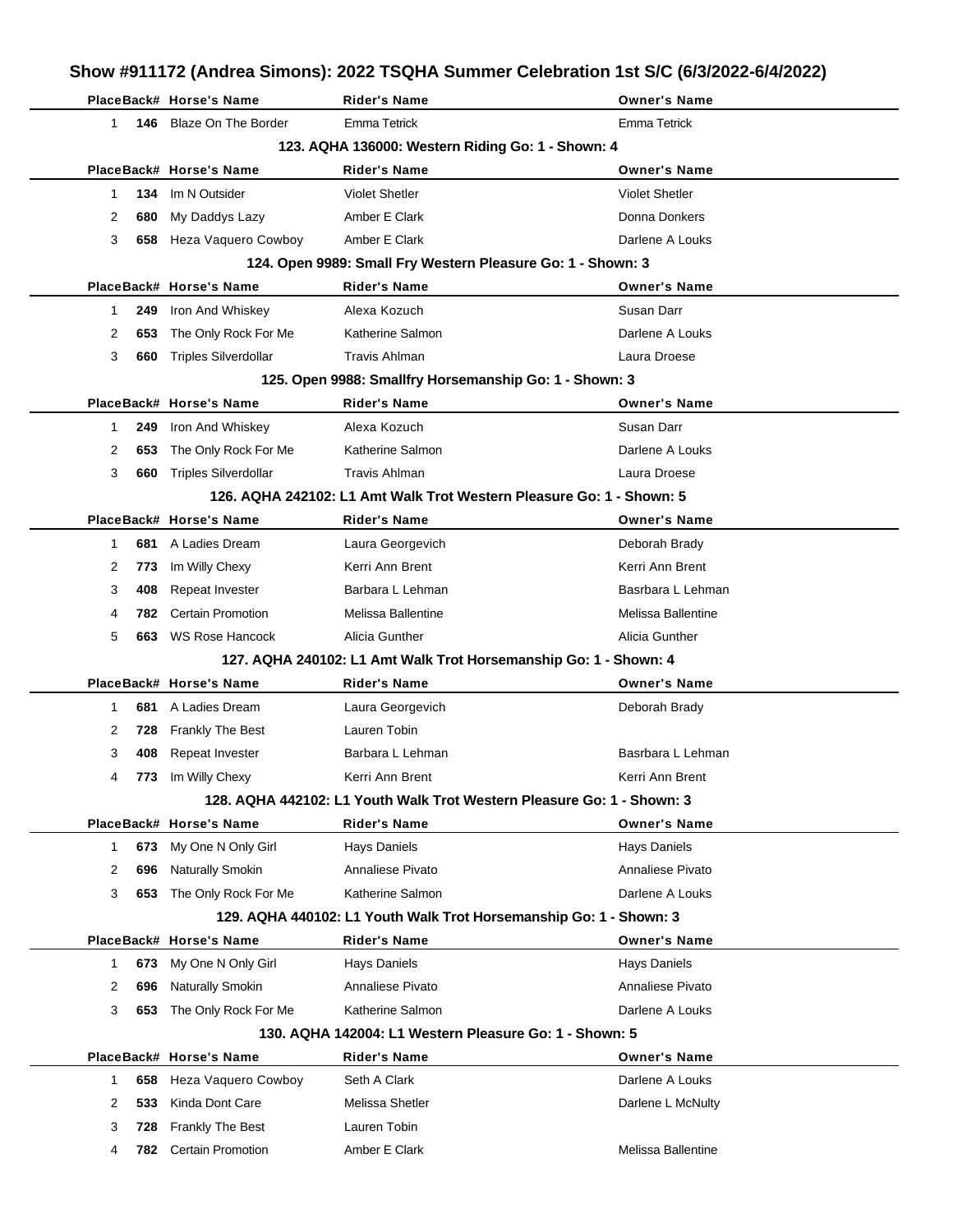# Show #911172 (Andrea Simons): 2022 TSQHA Summer Celebration 1st S/C (6/3/2022-6/4/2022)

| Place | Back# | Horse's Name | Rider's Name | Owner's Name |
|---|---|---|---|---|
| 1 | 146 | Blaze On The Border | Emma Tetrick | Emma Tetrick |

### 123. AQHA 136000: Western Riding Go: 1 - Shown: 4

| Place | Back# | Horse's Name | Rider's Name | Owner's Name |
|---|---|---|---|---|
| 1 | 134 | Im N Outsider | Violet Shetler | Violet Shetler |
| 2 | 680 | My Daddys Lazy | Amber E Clark | Donna Donkers |
| 3 | 658 | Heza Vaquero Cowboy | Amber E Clark | Darlene A Louks |

### 124. Open 9989: Small Fry Western Pleasure Go: 1 - Shown: 3

| Place | Back# | Horse's Name | Rider's Name | Owner's Name |
|---|---|---|---|---|
| 1 | 249 | Iron And Whiskey | Alexa Kozuch | Susan Darr |
| 2 | 653 | The Only Rock For Me | Katherine Salmon | Darlene A Louks |
| 3 | 660 | Triples Silverdollar | Travis Ahlman | Laura Droese |

### 125. Open 9988: Smallfry Horsemanship Go: 1 - Shown: 3

| Place | Back# | Horse's Name | Rider's Name | Owner's Name |
|---|---|---|---|---|
| 1 | 249 | Iron And Whiskey | Alexa Kozuch | Susan Darr |
| 2 | 653 | The Only Rock For Me | Katherine Salmon | Darlene A Louks |
| 3 | 660 | Triples Silverdollar | Travis Ahlman | Laura Droese |

### 126. AQHA 242102: L1 Amt Walk Trot Western Pleasure Go: 1 - Shown: 5

| Place | Back# | Horse's Name | Rider's Name | Owner's Name |
|---|---|---|---|---|
| 1 | 681 | A Ladies Dream | Laura Georgevich | Deborah Brady |
| 2 | 773 | Im Willy Chexy | Kerri Ann Brent | Kerri Ann Brent |
| 3 | 408 | Repeat Invester | Barbara L Lehman | Basrbara L Lehman |
| 4 | 782 | Certain Promotion | Melissa Ballentine | Melissa Ballentine |
| 5 | 663 | WS Rose Hancock | Alicia Gunther | Alicia Gunther |

### 127. AQHA 240102: L1 Amt Walk Trot Horsemanship Go: 1 - Shown: 4

| Place | Back# | Horse's Name | Rider's Name | Owner's Name |
|---|---|---|---|---|
| 1 | 681 | A Ladies Dream | Laura Georgevich | Deborah Brady |
| 2 | 728 | Frankly The Best | Lauren Tobin | |
| 3 | 408 | Repeat Invester | Barbara L Lehman | Basrbara L Lehman |
| 4 | 773 | Im Willy Chexy | Kerri Ann Brent | Kerri Ann Brent |

### 128. AQHA 442102: L1 Youth Walk Trot Western Pleasure Go: 1 - Shown: 3

| Place | Back# | Horse's Name | Rider's Name | Owner's Name |
|---|---|---|---|---|
| 1 | 673 | My One N Only Girl | Hays Daniels | Hays Daniels |
| 2 | 696 | Naturally Smokin | Annaliese Pivato | Annaliese Pivato |
| 3 | 653 | The Only Rock For Me | Katherine Salmon | Darlene A Louks |

### 129. AQHA 440102: L1 Youth Walk Trot Horsemanship Go: 1 - Shown: 3

| Place | Back# | Horse's Name | Rider's Name | Owner's Name |
|---|---|---|---|---|
| 1 | 673 | My One N Only Girl | Hays Daniels | Hays Daniels |
| 2 | 696 | Naturally Smokin | Annaliese Pivato | Annaliese Pivato |
| 3 | 653 | The Only Rock For Me | Katherine Salmon | Darlene A Louks |

### 130. AQHA 142004: L1 Western Pleasure Go: 1 - Shown: 5

| Place | Back# | Horse's Name | Rider's Name | Owner's Name |
|---|---|---|---|---|
| 1 | 658 | Heza Vaquero Cowboy | Seth A Clark | Darlene A Louks |
| 2 | 533 | Kinda Dont Care | Melissa Shetler | Darlene L McNulty |
| 3 | 728 | Frankly The Best | Lauren Tobin | |
| 4 | 782 | Certain Promotion | Amber E Clark | Melissa Ballentine |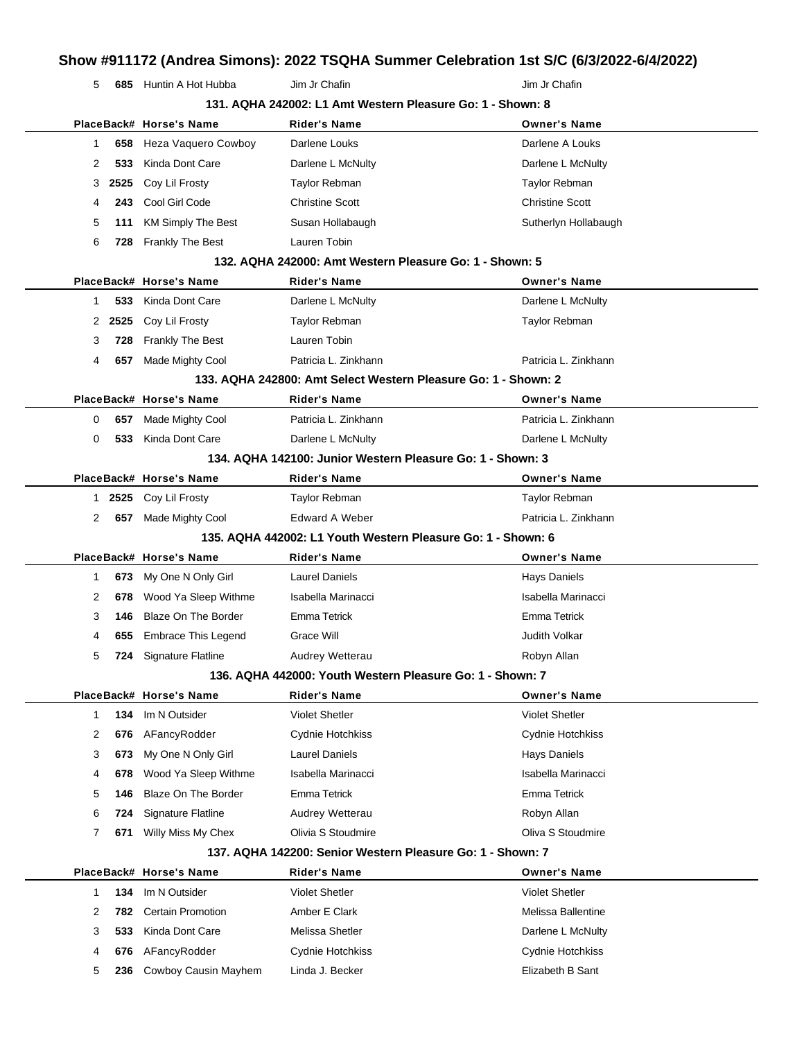| Place | Back# | Horse's Name | Rider's Name | Owner's Name |
|---|---|---|---|---|
| 5 | 685 | Huntin A Hot Hubba | Jim Jr Chafin | Jim Jr Chafin |

### 131. AQHA 242002: L1 Amt Western Pleasure Go: 1 - Shown: 8

| Place | Back# | Horse's Name | Rider's Name | Owner's Name |
|---|---|---|---|---|
| 1 | 658 | Heza Vaquero Cowboy | Darlene Louks | Darlene A Louks |
| 2 | 533 | Kinda Dont Care | Darlene L McNulty | Darlene L McNulty |
| 3 | 2525 | Coy Lil Frosty | Taylor Rebman | Taylor Rebman |
| 4 | 243 | Cool Girl Code | Christine Scott | Christine Scott |
| 5 | 111 | KM Simply The Best | Susan Hollabaugh | Sutherlyn Hollabaugh |
| 6 | 728 | Frankly The Best | Lauren Tobin | |

### 132. AQHA 242000: Amt Western Pleasure Go: 1 - Shown: 5

| Place | Back# | Horse's Name | Rider's Name | Owner's Name |
|---|---|---|---|---|
| 1 | 533 | Kinda Dont Care | Darlene L McNulty | Darlene L McNulty |
| 2 | 2525 | Coy Lil Frosty | Taylor Rebman | Taylor Rebman |
| 3 | 728 | Frankly The Best | Lauren Tobin | |
| 4 | 657 | Made Mighty Cool | Patricia L. Zinkhann | Patricia L. Zinkhann |

### 133. AQHA 242800: Amt Select Western Pleasure Go: 1 - Shown: 2

| Place | Back# | Horse's Name | Rider's Name | Owner's Name |
|---|---|---|---|---|
| 0 | 657 | Made Mighty Cool | Patricia L. Zinkhann | Patricia L. Zinkhann |
| 0 | 533 | Kinda Dont Care | Darlene L McNulty | Darlene L McNulty |

### 134. AQHA 142100: Junior Western Pleasure Go: 1 - Shown: 3

| Place | Back# | Horse's Name | Rider's Name | Owner's Name |
|---|---|---|---|---|
| 1 | 2525 | Coy Lil Frosty | Taylor Rebman | Taylor Rebman |
| 2 | 657 | Made Mighty Cool | Edward A Weber | Patricia L. Zinkhann |

### 135. AQHA 442002: L1 Youth Western Pleasure Go: 1 - Shown: 6

| Place | Back# | Horse's Name | Rider's Name | Owner's Name |
|---|---|---|---|---|
| 1 | 673 | My One N Only Girl | Laurel Daniels | Hays Daniels |
| 2 | 678 | Wood Ya Sleep Withme | Isabella Marinacci | Isabella Marinacci |
| 3 | 146 | Blaze On The Border | Emma Tetrick | Emma Tetrick |
| 4 | 655 | Embrace This Legend | Grace Will | Judith Volkar |
| 5 | 724 | Signature Flatline | Audrey Wetterau | Robyn Allan |

### 136. AQHA 442000: Youth Western Pleasure Go: 1 - Shown: 7

| Place | Back# | Horse's Name | Rider's Name | Owner's Name |
|---|---|---|---|---|
| 1 | 134 | Im N Outsider | Violet Shetler | Violet Shetler |
| 2 | 676 | AFancyRodder | Cydnie Hotchkiss | Cydnie Hotchkiss |
| 3 | 673 | My One N Only Girl | Laurel Daniels | Hays Daniels |
| 4 | 678 | Wood Ya Sleep Withme | Isabella Marinacci | Isabella Marinacci |
| 5 | 146 | Blaze On The Border | Emma Tetrick | Emma Tetrick |
| 6 | 724 | Signature Flatline | Audrey Wetterau | Robyn Allan |
| 7 | 671 | Willy Miss My Chex | Olivia S Stoudmire | Oliva S Stoudmire |

### 137. AQHA 142200: Senior Western Pleasure Go: 1 - Shown: 7

| Place | Back# | Horse's Name | Rider's Name | Owner's Name |
|---|---|---|---|---|
| 1 | 134 | Im N Outsider | Violet Shetler | Violet Shetler |
| 2 | 782 | Certain Promotion | Amber E Clark | Melissa Ballentine |
| 3 | 533 | Kinda Dont Care | Melissa Shetler | Darlene L McNulty |
| 4 | 676 | AFancyRodder | Cydnie Hotchkiss | Cydnie Hotchkiss |
| 5 | 236 | Cowboy Causin Mayhem | Linda J. Becker | Elizabeth B Sant |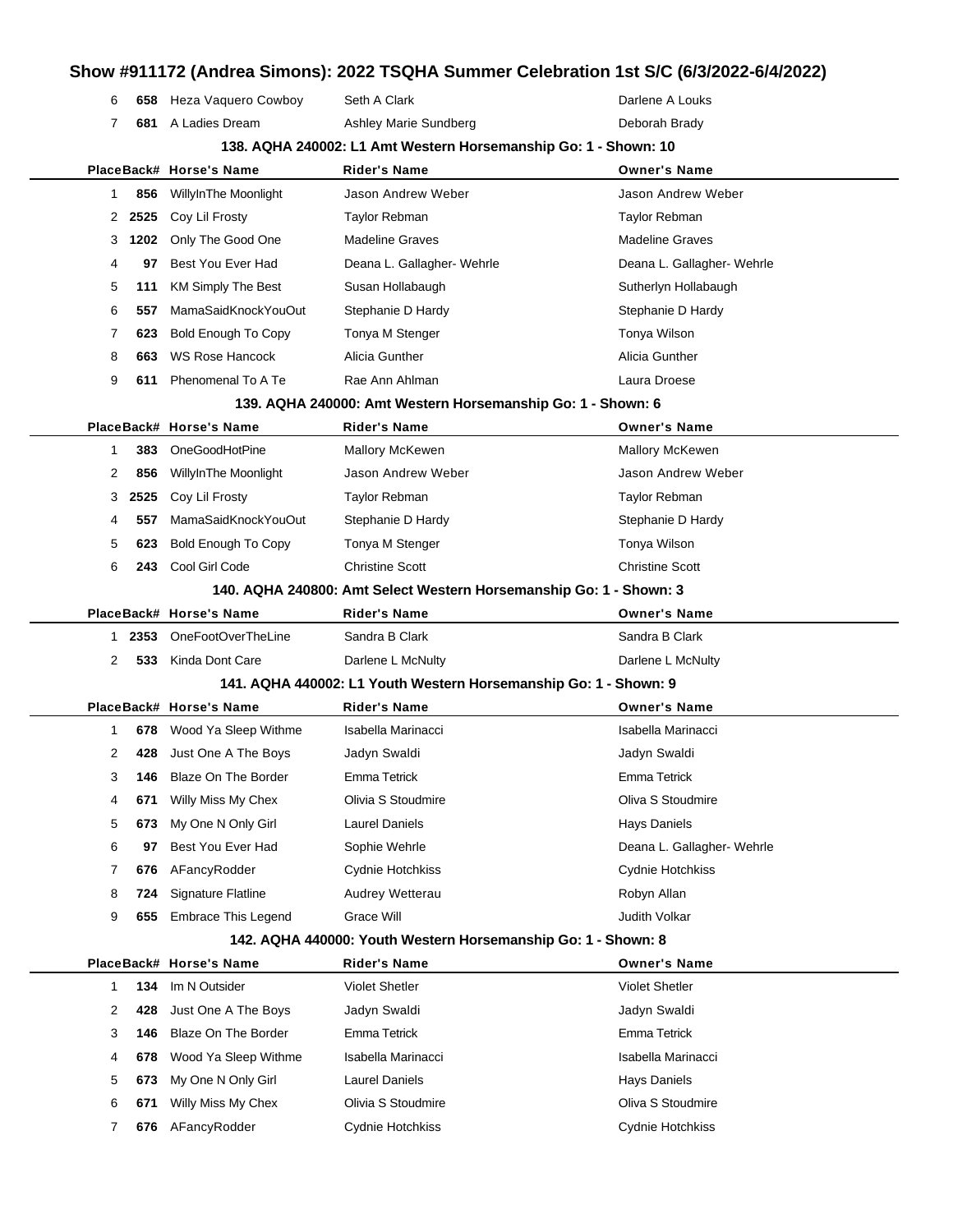# Show #911172 (Andrea Simons): 2022 TSQHA Summer Celebration 1st S/C (6/3/2022-6/4/2022)

| Place | Back# | Horse's Name | Rider's Name | Owner's Name |
|---|---|---|---|---|
| 6 | 658 | Heza Vaquero Cowboy | Seth A Clark | Darlene A Louks |
| 7 | 681 | A Ladies Dream | Ashley Marie Sundberg | Deborah Brady |

### 138. AQHA 240002: L1 Amt Western Horsemanship Go: 1 - Shown: 10

| Place | Back# | Horse's Name | Rider's Name | Owner's Name |
|---|---|---|---|---|
| 1 | 856 | WillyInThe Moonlight | Jason Andrew Weber | Jason Andrew Weber |
| 2 | 2525 | Coy Lil Frosty | Taylor Rebman | Taylor Rebman |
| 3 | 1202 | Only The Good One | Madeline Graves | Madeline Graves |
| 4 | 97 | Best You Ever Had | Deana L. Gallagher- Wehrle | Deana L. Gallagher- Wehrle |
| 5 | 111 | KM Simply The Best | Susan Hollabaugh | Sutherlyn Hollabaugh |
| 6 | 557 | MamaSaidKnockYouOut | Stephanie D Hardy | Stephanie D Hardy |
| 7 | 623 | Bold Enough To Copy | Tonya M Stenger | Tonya Wilson |
| 8 | 663 | WS Rose Hancock | Alicia Gunther | Alicia Gunther |
| 9 | 611 | Phenomenal To A Te | Rae Ann Ahlman | Laura Droese |

### 139. AQHA 240000: Amt Western Horsemanship Go: 1 - Shown: 6

| Place | Back# | Horse's Name | Rider's Name | Owner's Name |
|---|---|---|---|---|
| 1 | 383 | OneGoodHotPine | Mallory McKewen | Mallory McKewen |
| 2 | 856 | WillyInThe Moonlight | Jason Andrew Weber | Jason Andrew Weber |
| 3 | 2525 | Coy Lil Frosty | Taylor Rebman | Taylor Rebman |
| 4 | 557 | MamaSaidKnockYouOut | Stephanie D Hardy | Stephanie D Hardy |
| 5 | 623 | Bold Enough To Copy | Tonya M Stenger | Tonya Wilson |
| 6 | 243 | Cool Girl Code | Christine Scott | Christine Scott |

### 140. AQHA 240800: Amt Select Western Horsemanship Go: 1 - Shown: 3

| Place | Back# | Horse's Name | Rider's Name | Owner's Name |
|---|---|---|---|---|
| 1 | 2353 | OneFootOverTheLine | Sandra B Clark | Sandra B Clark |
| 2 | 533 | Kinda Dont Care | Darlene L McNulty | Darlene L McNulty |

### 141. AQHA 440002: L1 Youth Western Horsemanship Go: 1 - Shown: 9

| Place | Back# | Horse's Name | Rider's Name | Owner's Name |
|---|---|---|---|---|
| 1 | 678 | Wood Ya Sleep Withme | Isabella Marinacci | Isabella Marinacci |
| 2 | 428 | Just One A The Boys | Jadyn Swaldi | Jadyn Swaldi |
| 3 | 146 | Blaze On The Border | Emma Tetrick | Emma Tetrick |
| 4 | 671 | Willy Miss My Chex | Olivia S Stoudmire | Oliva S Stoudmire |
| 5 | 673 | My One N Only Girl | Laurel Daniels | Hays Daniels |
| 6 | 97 | Best You Ever Had | Sophie Wehrle | Deana L. Gallagher- Wehrle |
| 7 | 676 | AFancyRodder | Cydnie Hotchkiss | Cydnie Hotchkiss |
| 8 | 724 | Signature Flatline | Audrey Wetterau | Robyn Allan |
| 9 | 655 | Embrace This Legend | Grace Will | Judith Volkar |

### 142. AQHA 440000: Youth Western Horsemanship Go: 1 - Shown: 8

| Place | Back# | Horse's Name | Rider's Name | Owner's Name |
|---|---|---|---|---|
| 1 | 134 | Im N Outsider | Violet Shetler | Violet Shetler |
| 2 | 428 | Just One A The Boys | Jadyn Swaldi | Jadyn Swaldi |
| 3 | 146 | Blaze On The Border | Emma Tetrick | Emma Tetrick |
| 4 | 678 | Wood Ya Sleep Withme | Isabella Marinacci | Isabella Marinacci |
| 5 | 673 | My One N Only Girl | Laurel Daniels | Hays Daniels |
| 6 | 671 | Willy Miss My Chex | Olivia S Stoudmire | Oliva S Stoudmire |
| 7 | 676 | AFancyRodder | Cydnie Hotchkiss | Cydnie Hotchkiss |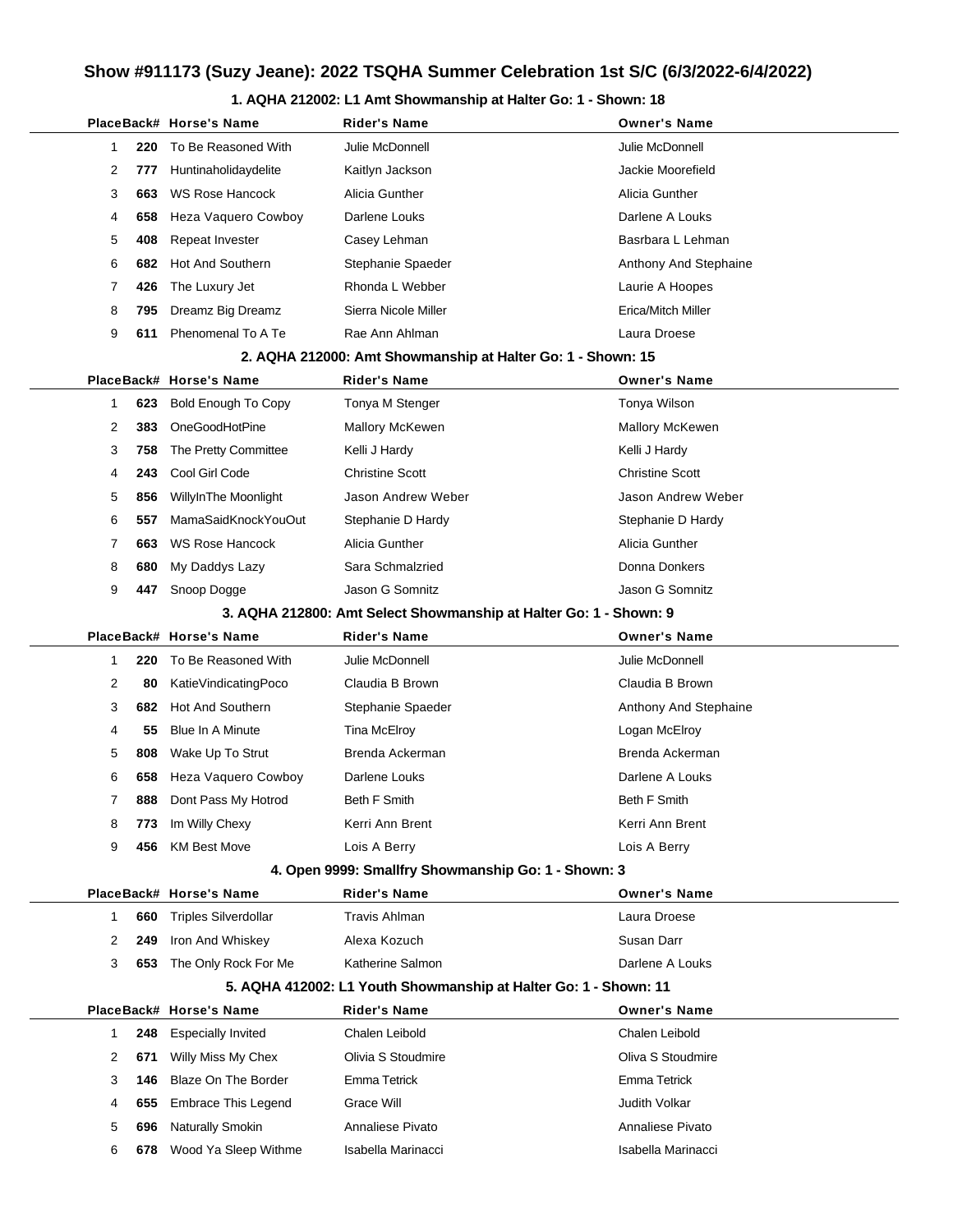# Show #911173 (Suzy Jeane): 2022 TSQHA Summer Celebration 1st S/C (6/3/2022-6/4/2022)

### 1. AQHA 212002: L1 Amt Showmanship at Halter Go: 1 - Shown: 18

| Place | Back# | Horse's Name | Rider's Name | Owner's Name |
|---|---|---|---|---|
| 1 | 220 | To Be Reasoned With | Julie McDonnell | Julie McDonnell |
| 2 | 777 | Huntinaholidaydelite | Kaitlyn Jackson | Jackie Moorefield |
| 3 | 663 | WS Rose Hancock | Alicia Gunther | Alicia Gunther |
| 4 | 658 | Heza Vaquero Cowboy | Darlene Louks | Darlene A Louks |
| 5 | 408 | Repeat Invester | Casey Lehman | Basrbara L Lehman |
| 6 | 682 | Hot And Southern | Stephanie Spaeder | Anthony And Stephaine |
| 7 | 426 | The Luxury Jet | Rhonda L Webber | Laurie A Hoopes |
| 8 | 795 | Dreamz Big Dreamz | Sierra Nicole Miller | Erica/Mitch Miller |
| 9 | 611 | Phenomenal To A Te | Rae Ann Ahlman | Laura Droese |

### 2. AQHA 212000: Amt Showmanship at Halter Go: 1 - Shown: 15

| Place | Back# | Horse's Name | Rider's Name | Owner's Name |
|---|---|---|---|---|
| 1 | 623 | Bold Enough To Copy | Tonya M Stenger | Tonya Wilson |
| 2 | 383 | OneGoodHotPine | Mallory McKewen | Mallory McKewen |
| 3 | 758 | The Pretty Committee | Kelli J Hardy | Kelli J Hardy |
| 4 | 243 | Cool Girl Code | Christine Scott | Christine Scott |
| 5 | 856 | WillyInThe Moonlight | Jason Andrew Weber | Jason Andrew Weber |
| 6 | 557 | MamaSaidKnockYouOut | Stephanie D Hardy | Stephanie D Hardy |
| 7 | 663 | WS Rose Hancock | Alicia Gunther | Alicia Gunther |
| 8 | 680 | My Daddys Lazy | Sara Schmalzried | Donna Donkers |
| 9 | 447 | Snoop Dogge | Jason G Somnitz | Jason G Somnitz |

### 3. AQHA 212800: Amt Select Showmanship at Halter Go: 1 - Shown: 9

| Place | Back# | Horse's Name | Rider's Name | Owner's Name |
|---|---|---|---|---|
| 1 | 220 | To Be Reasoned With | Julie McDonnell | Julie McDonnell |
| 2 | 80 | KatieVindicatingPoco | Claudia B Brown | Claudia B Brown |
| 3 | 682 | Hot And Southern | Stephanie Spaeder | Anthony And Stephaine |
| 4 | 55 | Blue In A Minute | Tina McElroy | Logan McElroy |
| 5 | 808 | Wake Up To Strut | Brenda Ackerman | Brenda Ackerman |
| 6 | 658 | Heza Vaquero Cowboy | Darlene Louks | Darlene A Louks |
| 7 | 888 | Dont Pass My Hotrod | Beth F Smith | Beth F Smith |
| 8 | 773 | Im Willy Chexy | Kerri Ann Brent | Kerri Ann Brent |
| 9 | 456 | KM Best Move | Lois A Berry | Lois A Berry |

### 4. Open 9999: Smallfry Showmanship Go: 1 - Shown: 3

| Place | Back# | Horse's Name | Rider's Name | Owner's Name |
|---|---|---|---|---|
| 1 | 660 | Triples Silverdollar | Travis Ahlman | Laura Droese |
| 2 | 249 | Iron And Whiskey | Alexa Kozuch | Susan Darr |
| 3 | 653 | The Only Rock For Me | Katherine Salmon | Darlene A Louks |

### 5. AQHA 412002: L1 Youth Showmanship at Halter Go: 1 - Shown: 11

| Place | Back# | Horse's Name | Rider's Name | Owner's Name |
|---|---|---|---|---|
| 1 | 248 | Especially Invited | Chalen Leibold | Chalen Leibold |
| 2 | 671 | Willy Miss My Chex | Olivia S Stoudmire | Oliva S Stoudmire |
| 3 | 146 | Blaze On The Border | Emma Tetrick | Emma Tetrick |
| 4 | 655 | Embrace This Legend | Grace Will | Judith Volkar |
| 5 | 696 | Naturally Smokin | Annaliese Pivato | Annaliese Pivato |
| 6 | 678 | Wood Ya Sleep Withme | Isabella Marinacci | Isabella Marinacci |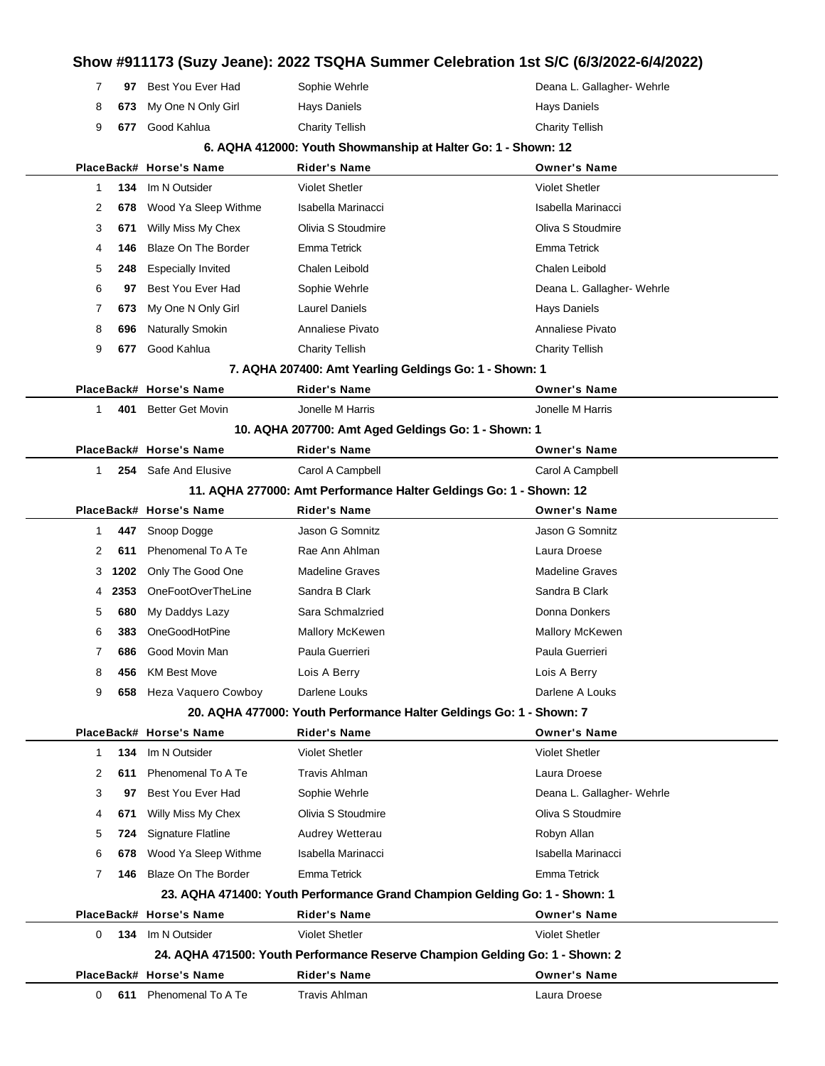# Show #911173 (Suzy Jeane): 2022 TSQHA Summer Celebration 1st S/C (6/3/2022-6/4/2022)

| Place | Back# | Horse's Name | Rider's Name | Owner's Name |
|---|---|---|---|---|
| 7 | 97 | Best You Ever Had | Sophie Wehrle | Deana L. Gallagher- Wehrle |
| 8 | 673 | My One N Only Girl | Hays Daniels | Hays Daniels |
| 9 | 677 | Good Kahlua | Charity Tellish | Charity Tellish |

### 6. AQHA 412000: Youth Showmanship at Halter Go: 1 - Shown: 12

| Place | Back# | Horse's Name | Rider's Name | Owner's Name |
|---|---|---|---|---|
| 1 | 134 | Im N Outsider | Violet Shetler | Violet Shetler |
| 2 | 678 | Wood Ya Sleep Withme | Isabella Marinacci | Isabella Marinacci |
| 3 | 671 | Willy Miss My Chex | Olivia S Stoudmire | Oliva S Stoudmire |
| 4 | 146 | Blaze On The Border | Emma Tetrick | Emma Tetrick |
| 5 | 248 | Especially Invited | Chalen Leibold | Chalen Leibold |
| 6 | 97 | Best You Ever Had | Sophie Wehrle | Deana L. Gallagher- Wehrle |
| 7 | 673 | My One N Only Girl | Laurel Daniels | Hays Daniels |
| 8 | 696 | Naturally Smokin | Annaliese Pivato | Annaliese Pivato |
| 9 | 677 | Good Kahlua | Charity Tellish | Charity Tellish |

### 7. AQHA 207400: Amt Yearling Geldings Go: 1 - Shown: 1

| Place | Back# | Horse's Name | Rider's Name | Owner's Name |
|---|---|---|---|---|
| 1 | 401 | Better Get Movin | Jonelle M Harris | Jonelle M Harris |

### 10. AQHA 207700: Amt Aged Geldings Go: 1 - Shown: 1

| Place | Back# | Horse's Name | Rider's Name | Owner's Name |
|---|---|---|---|---|
| 1 | 254 | Safe And Elusive | Carol A Campbell | Carol A Campbell |

### 11. AQHA 277000: Amt Performance Halter Geldings Go: 1 - Shown: 12

| Place | Back# | Horse's Name | Rider's Name | Owner's Name |
|---|---|---|---|---|
| 1 | 447 | Snoop Dogge | Jason G Somnitz | Jason G Somnitz |
| 2 | 611 | Phenomenal To A Te | Rae Ann Ahlman | Laura Droese |
| 3 | 1202 | Only The Good One | Madeline Graves | Madeline Graves |
| 4 | 2353 | OneFootOverTheLine | Sandra B Clark | Sandra B Clark |
| 5 | 680 | My Daddys Lazy | Sara Schmalzried | Donna Donkers |
| 6 | 383 | OneGoodHotPine | Mallory McKewen | Mallory McKewen |
| 7 | 686 | Good Movin Man | Paula Guerrieri | Paula Guerrieri |
| 8 | 456 | KM Best Move | Lois A Berry | Lois A Berry |
| 9 | 658 | Heza Vaquero Cowboy | Darlene Louks | Darlene A Louks |

### 20. AQHA 477000: Youth Performance Halter Geldings Go: 1 - Shown: 7

| Place | Back# | Horse's Name | Rider's Name | Owner's Name |
|---|---|---|---|---|
| 1 | 134 | Im N Outsider | Violet Shetler | Violet Shetler |
| 2 | 611 | Phenomenal To A Te | Travis Ahlman | Laura Droese |
| 3 | 97 | Best You Ever Had | Sophie Wehrle | Deana L. Gallagher- Wehrle |
| 4 | 671 | Willy Miss My Chex | Olivia S Stoudmire | Oliva S Stoudmire |
| 5 | 724 | Signature Flatline | Audrey Wetterau | Robyn Allan |
| 6 | 678 | Wood Ya Sleep Withme | Isabella Marinacci | Isabella Marinacci |
| 7 | 146 | Blaze On The Border | Emma Tetrick | Emma Tetrick |

### 23. AQHA 471400: Youth Performance Grand Champion Gelding Go: 1 - Shown: 1

| Place | Back# | Horse's Name | Rider's Name | Owner's Name |
|---|---|---|---|---|
| 0 | 134 | Im N Outsider | Violet Shetler | Violet Shetler |

### 24. AQHA 471500: Youth Performance Reserve Champion Gelding Go: 1 - Shown: 2

| Place | Back# | Horse's Name | Rider's Name | Owner's Name |
|---|---|---|---|---|
| 0 | 611 | Phenomenal To A Te | Travis Ahlman | Laura Droese |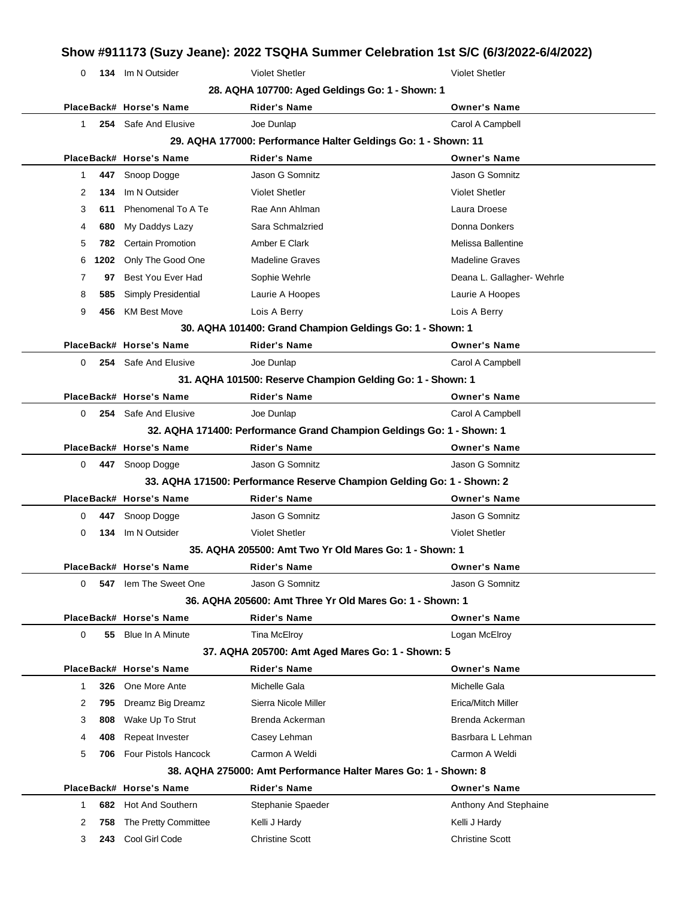# Show #911173 (Suzy Jeane): 2022 TSQHA Summer Celebration 1st S/C (6/3/2022-6/4/2022)

| Place | Back# | Horse's Name | Rider's Name | Owner's Name |
|---|---|---|---|---|
| 0 | 134 | Im N Outsider | Violet Shetler | Violet Shetler |

### 28. AQHA 107700: Aged Geldings Go: 1 - Shown: 1

| Place | Back# | Horse's Name | Rider's Name | Owner's Name |
|---|---|---|---|---|
| 1 | 254 | Safe And Elusive | Joe Dunlap | Carol A Campbell |

### 29. AQHA 177000: Performance Halter Geldings Go: 1 - Shown: 11

| Place | Back# | Horse's Name | Rider's Name | Owner's Name |
|---|---|---|---|---|
| 1 | 447 | Snoop Dogge | Jason G Somnitz | Jason G Somnitz |
| 2 | 134 | Im N Outsider | Violet Shetler | Violet Shetler |
| 3 | 611 | Phenomenal To A Te | Rae Ann Ahlman | Laura Droese |
| 4 | 680 | My Daddys Lazy | Sara Schmalzried | Donna Donkers |
| 5 | 782 | Certain Promotion | Amber E Clark | Melissa Ballentine |
| 6 | 1202 | Only The Good One | Madeline Graves | Madeline Graves |
| 7 | 97 | Best You Ever Had | Sophie Wehrle | Deana L. Gallagher- Wehrle |
| 8 | 585 | Simply Presidential | Laurie A Hoopes | Laurie A Hoopes |
| 9 | 456 | KM Best Move | Lois A Berry | Lois A Berry |

### 30. AQHA 101400: Grand Champion Geldings Go: 1 - Shown: 1

| Place | Back# | Horse's Name | Rider's Name | Owner's Name |
|---|---|---|---|---|
| 0 | 254 | Safe And Elusive | Joe Dunlap | Carol A Campbell |

### 31. AQHA 101500: Reserve Champion Gelding Go: 1 - Shown: 1

| Place | Back# | Horse's Name | Rider's Name | Owner's Name |
|---|---|---|---|---|
| 0 | 254 | Safe And Elusive | Joe Dunlap | Carol A Campbell |

### 32. AQHA 171400: Performance Grand Champion Geldings Go: 1 - Shown: 1

| Place | Back# | Horse's Name | Rider's Name | Owner's Name |
|---|---|---|---|---|
| 0 | 447 | Snoop Dogge | Jason G Somnitz | Jason G Somnitz |

### 33. AQHA 171500: Performance Reserve Champion Gelding Go: 1 - Shown: 2

| Place | Back# | Horse's Name | Rider's Name | Owner's Name |
|---|---|---|---|---|
| 0 | 447 | Snoop Dogge | Jason G Somnitz | Jason G Somnitz |
| 0 | 134 | Im N Outsider | Violet Shetler | Violet Shetler |

### 35. AQHA 205500: Amt Two Yr Old Mares Go: 1 - Shown: 1

| Place | Back# | Horse's Name | Rider's Name | Owner's Name |
|---|---|---|---|---|
| 0 | 547 | Iem The Sweet One | Jason G Somnitz | Jason G Somnitz |

### 36. AQHA 205600: Amt Three Yr Old Mares Go: 1 - Shown: 1

| Place | Back# | Horse's Name | Rider's Name | Owner's Name |
|---|---|---|---|---|
| 0 | 55 | Blue In A Minute | Tina McElroy | Logan McElroy |

### 37. AQHA 205700: Amt Aged Mares Go: 1 - Shown: 5

| Place | Back# | Horse's Name | Rider's Name | Owner's Name |
|---|---|---|---|---|
| 1 | 326 | One More Ante | Michelle Gala | Michelle Gala |
| 2 | 795 | Dreamz Big Dreamz | Sierra Nicole Miller | Erica/Mitch Miller |
| 3 | 808 | Wake Up To Strut | Brenda Ackerman | Brenda Ackerman |
| 4 | 408 | Repeat Invester | Casey Lehman | Basrbara L Lehman |
| 5 | 706 | Four Pistols Hancock | Carmon A Weldi | Carmon A Weldi |

### 38. AQHA 275000: Amt Performance Halter Mares Go: 1 - Shown: 8

| Place | Back# | Horse's Name | Rider's Name | Owner's Name |
|---|---|---|---|---|
| 1 | 682 | Hot And Southern | Stephanie Spaeder | Anthony And Stephaine |
| 2 | 758 | The Pretty Committee | Kelli J Hardy | Kelli J Hardy |
| 3 | 243 | Cool Girl Code | Christine Scott | Christine Scott |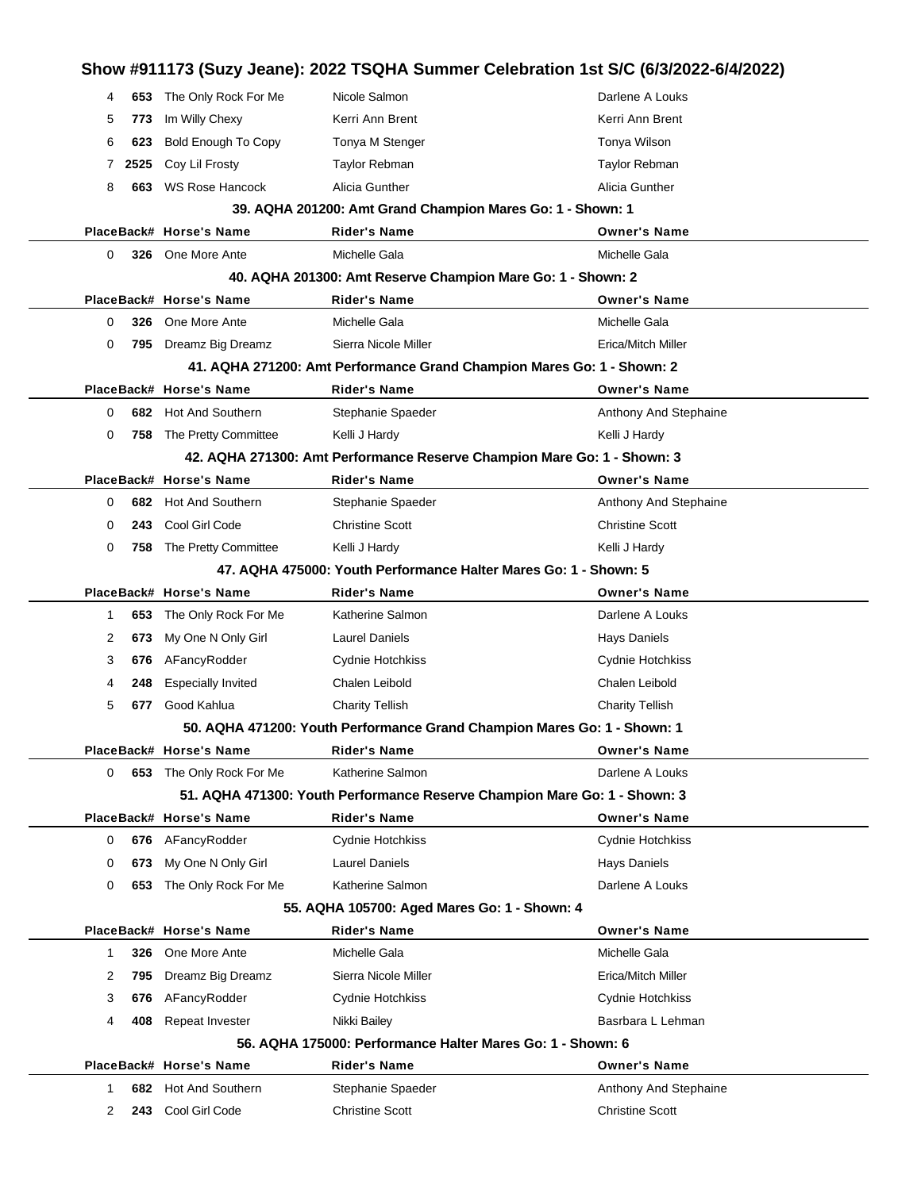## Show #911173 (Suzy Jeane): 2022 TSQHA Summer Celebration 1st S/C (6/3/2022-6/4/2022)

| Place | Back# | Horse's Name | Rider's Name | Owner's Name |
|---|---|---|---|---|
| 4 | 653 | The Only Rock For Me | Nicole Salmon | Darlene A Louks |
| 5 | 773 | Im Willy Chexy | Kerri Ann Brent | Kerri Ann Brent |
| 6 | 623 | Bold Enough To Copy | Tonya M Stenger | Tonya Wilson |
| 7 | 2525 | Coy Lil Frosty | Taylor Rebman | Taylor Rebman |
| 8 | 663 | WS Rose Hancock | Alicia Gunther | Alicia Gunther |

### 39. AQHA 201200: Amt Grand Champion Mares Go: 1 - Shown: 1

| Place | Back# | Horse's Name | Rider's Name | Owner's Name |
|---|---|---|---|---|
| 0 | 326 | One More Ante | Michelle Gala | Michelle Gala |

### 40. AQHA 201300: Amt Reserve Champion Mare Go: 1 - Shown: 2

| Place | Back# | Horse's Name | Rider's Name | Owner's Name |
|---|---|---|---|---|
| 0 | 326 | One More Ante | Michelle Gala | Michelle Gala |
| 0 | 795 | Dreamz Big Dreamz | Sierra Nicole Miller | Erica/Mitch Miller |

### 41. AQHA 271200: Amt Performance Grand Champion Mares Go: 1 - Shown: 2

| Place | Back# | Horse's Name | Rider's Name | Owner's Name |
|---|---|---|---|---|
| 0 | 682 | Hot And Southern | Stephanie Spaeder | Anthony And Stephaine |
| 0 | 758 | The Pretty Committee | Kelli J Hardy | Kelli J Hardy |

### 42. AQHA 271300: Amt Performance Reserve Champion Mare Go: 1 - Shown: 3

| Place | Back# | Horse's Name | Rider's Name | Owner's Name |
|---|---|---|---|---|
| 0 | 682 | Hot And Southern | Stephanie Spaeder | Anthony And Stephaine |
| 0 | 243 | Cool Girl Code | Christine Scott | Christine Scott |
| 0 | 758 | The Pretty Committee | Kelli J Hardy | Kelli J Hardy |

### 47. AQHA 475000: Youth Performance Halter Mares Go: 1 - Shown: 5

| Place | Back# | Horse's Name | Rider's Name | Owner's Name |
|---|---|---|---|---|
| 1 | 653 | The Only Rock For Me | Katherine Salmon | Darlene A Louks |
| 2 | 673 | My One N Only Girl | Laurel Daniels | Hays Daniels |
| 3 | 676 | AFancyRodder | Cydnie Hotchkiss | Cydnie Hotchkiss |
| 4 | 248 | Especially Invited | Chalen Leibold | Chalen Leibold |
| 5 | 677 | Good Kahlua | Charity Tellish | Charity Tellish |

### 50. AQHA 471200: Youth Performance Grand Champion Mares Go: 1 - Shown: 1

| Place | Back# | Horse's Name | Rider's Name | Owner's Name |
|---|---|---|---|---|
| 0 | 653 | The Only Rock For Me | Katherine Salmon | Darlene A Louks |

### 51. AQHA 471300: Youth Performance Reserve Champion Mare Go: 1 - Shown: 3

| Place | Back# | Horse's Name | Rider's Name | Owner's Name |
|---|---|---|---|---|
| 0 | 676 | AFancyRodder | Cydnie Hotchkiss | Cydnie Hotchkiss |
| 0 | 673 | My One N Only Girl | Laurel Daniels | Hays Daniels |
| 0 | 653 | The Only Rock For Me | Katherine Salmon | Darlene A Louks |

### 55. AQHA 105700: Aged Mares Go: 1 - Shown: 4

| Place | Back# | Horse's Name | Rider's Name | Owner's Name |
|---|---|---|---|---|
| 1 | 326 | One More Ante | Michelle Gala | Michelle Gala |
| 2 | 795 | Dreamz Big Dreamz | Sierra Nicole Miller | Erica/Mitch Miller |
| 3 | 676 | AFancyRodder | Cydnie Hotchkiss | Cydnie Hotchkiss |
| 4 | 408 | Repeat Invester | Nikki Bailey | Basrbara L Lehman |

### 56. AQHA 175000: Performance Halter Mares Go: 1 - Shown: 6

| Place | Back# | Horse's Name | Rider's Name | Owner's Name |
|---|---|---|---|---|
| 1 | 682 | Hot And Southern | Stephanie Spaeder | Anthony And Stephaine |
| 2 | 243 | Cool Girl Code | Christine Scott | Christine Scott |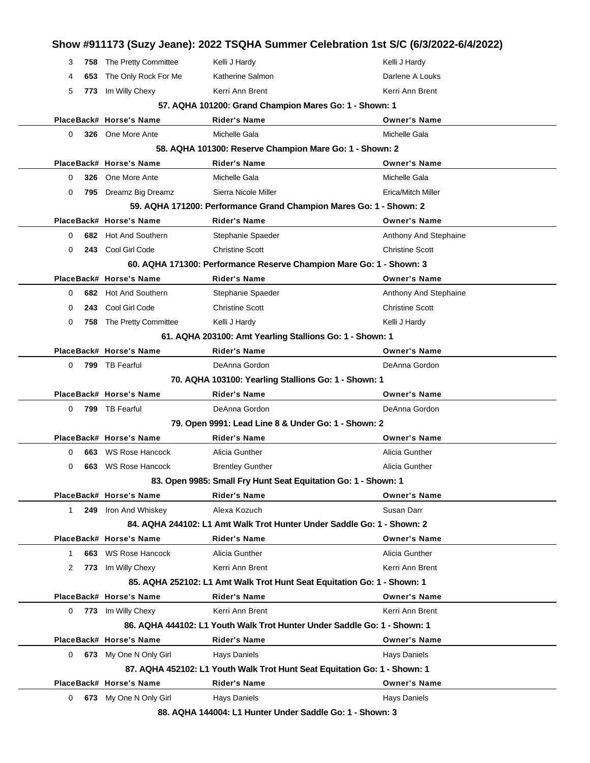## Show #911173 (Suzy Jeane): 2022 TSQHA Summer Celebration 1st S/C (6/3/2022-6/4/2022)

| Place | Back# | Horse's Name | Rider's Name | Owner's Name |
|---|---|---|---|---|
| 3 | 758 | The Pretty Committee | Kelli J Hardy | Kelli J Hardy |
| 4 | 653 | The Only Rock For Me | Katherine Salmon | Darlene A Louks |
| 5 | 773 | Im Willy Chexy | Kerri Ann Brent | Kerri Ann Brent |

**57. AQHA 101200: Grand Champion Mares Go: 1 - Shown: 1**

| Place | Back# | Horse's Name | Rider's Name | Owner's Name |
|---|---|---|---|---|
| 0 | 326 | One More Ante | Michelle Gala | Michelle Gala |

**58. AQHA 101300: Reserve Champion Mare Go: 1 - Shown: 2**

| Place | Back# | Horse's Name | Rider's Name | Owner's Name |
|---|---|---|---|---|
| 0 | 326 | One More Ante | Michelle Gala | Michelle Gala |
| 0 | 795 | Dreamz Big Dreamz | Sierra Nicole Miller | Erica/Mitch Miller |

**59. AQHA 171200: Performance Grand Champion Mares Go: 1 - Shown: 2**

| Place | Back# | Horse's Name | Rider's Name | Owner's Name |
|---|---|---|---|---|
| 0 | 682 | Hot And Southern | Stephanie Spaeder | Anthony And Stephaine |
| 0 | 243 | Cool Girl Code | Christine Scott | Christine Scott |

**60. AQHA 171300: Performance Reserve Champion Mare Go: 1 - Shown: 3**

| Place | Back# | Horse's Name | Rider's Name | Owner's Name |
|---|---|---|---|---|
| 0 | 682 | Hot And Southern | Stephanie Spaeder | Anthony And Stephaine |
| 0 | 243 | Cool Girl Code | Christine Scott | Christine Scott |
| 0 | 758 | The Pretty Committee | Kelli J Hardy | Kelli J Hardy |

**61. AQHA 203100: Amt Yearling Stallions Go: 1 - Shown: 1**

| Place | Back# | Horse's Name | Rider's Name | Owner's Name |
|---|---|---|---|---|
| 0 | 799 | TB Fearful | DeAnna Gordon | DeAnna Gordon |

**70. AQHA 103100: Yearling Stallions Go: 1 - Shown: 1**

| Place | Back# | Horse's Name | Rider's Name | Owner's Name |
|---|---|---|---|---|
| 0 | 799 | TB Fearful | DeAnna Gordon | DeAnna Gordon |

**79. Open 9991: Lead Line 8 & Under Go: 1 - Shown: 2**

| Place | Back# | Horse's Name | Rider's Name | Owner's Name |
|---|---|---|---|---|
| 0 | 663 | WS Rose Hancock | Alicia Gunther | Alicia Gunther |
| 0 | 663 | WS Rose Hancock | Brentley Gunther | Alicia Gunther |

**83. Open 9985: Small Fry Hunt Seat Equitation Go: 1 - Shown: 1**

| Place | Back# | Horse's Name | Rider's Name | Owner's Name |
|---|---|---|---|---|
| 1 | 249 | Iron And Whiskey | Alexa Kozuch | Susan Darr |

**84. AQHA 244102: L1 Amt Walk Trot Hunter Under Saddle Go: 1 - Shown: 2**

| Place | Back# | Horse's Name | Rider's Name | Owner's Name |
|---|---|---|---|---|
| 1 | 663 | WS Rose Hancock | Alicia Gunther | Alicia Gunther |
| 2 | 773 | Im Willy Chexy | Kerri Ann Brent | Kerri Ann Brent |

**85. AQHA 252102: L1 Amt Walk Trot Hunt Seat Equitation Go: 1 - Shown: 1**

| Place | Back# | Horse's Name | Rider's Name | Owner's Name |
|---|---|---|---|---|
| 0 | 773 | Im Willy Chexy | Kerri Ann Brent | Kerri Ann Brent |

**86. AQHA 444102: L1 Youth Walk Trot Hunter Under Saddle Go: 1 - Shown: 1**

| Place | Back# | Horse's Name | Rider's Name | Owner's Name |
|---|---|---|---|---|
| 0 | 673 | My One N Only Girl | Hays Daniels | Hays Daniels |

**87. AQHA 452102: L1 Youth Walk Trot Hunt Seat Equitation Go: 1 - Shown: 1**

| Place | Back# | Horse's Name | Rider's Name | Owner's Name |
|---|---|---|---|---|
| 0 | 673 | My One N Only Girl | Hays Daniels | Hays Daniels |

**88. AQHA 144004: L1 Hunter Under Saddle Go: 1 - Shown: 3**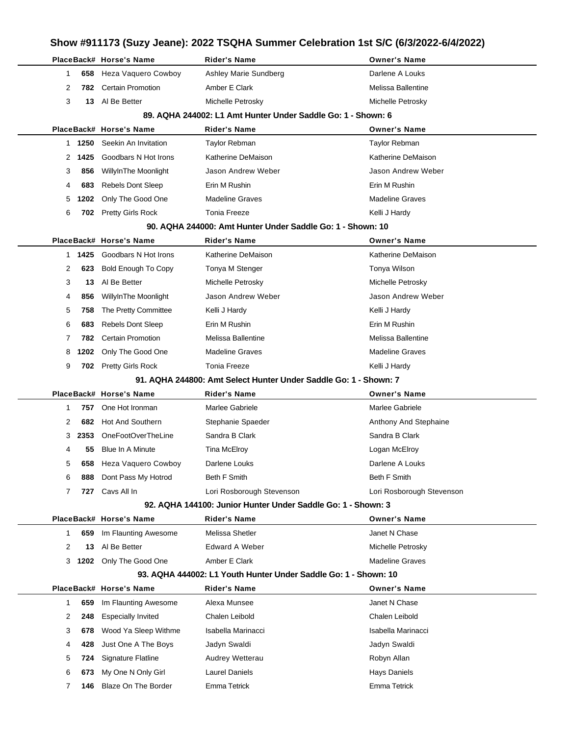# Show #911173 (Suzy Jeane): 2022 TSQHA Summer Celebration 1st S/C (6/3/2022-6/4/2022)

| Place | Back# | Horse's Name | Rider's Name | Owner's Name |
|---|---|---|---|---|
| 1 | 658 | Heza Vaquero Cowboy | Ashley Marie Sundberg | Darlene A Louks |
| 2 | 782 | Certain Promotion | Amber E Clark | Melissa Ballentine |
| 3 | 13 | Al Be Better | Michelle Petrosky | Michelle Petrosky |

### 89. AQHA 244002: L1 Amt Hunter Under Saddle Go: 1 - Shown: 6

| Place | Back# | Horse's Name | Rider's Name | Owner's Name |
|---|---|---|---|---|
| 1 | 1250 | Seekin An Invitation | Taylor Rebman | Taylor Rebman |
| 2 | 1425 | Goodbars N Hot Irons | Katherine DeMaison | Katherine DeMaison |
| 3 | 856 | WillyInThe Moonlight | Jason Andrew Weber | Jason Andrew Weber |
| 4 | 683 | Rebels Dont Sleep | Erin M Rushin | Erin M Rushin |
| 5 | 1202 | Only The Good One | Madeline Graves | Madeline Graves |
| 6 | 702 | Pretty Girls Rock | Tonia Freeze | Kelli J Hardy |

### 90. AQHA 244000: Amt Hunter Under Saddle Go: 1 - Shown: 10

| Place | Back# | Horse's Name | Rider's Name | Owner's Name |
|---|---|---|---|---|
| 1 | 1425 | Goodbars N Hot Irons | Katherine DeMaison | Katherine DeMaison |
| 2 | 623 | Bold Enough To Copy | Tonya M Stenger | Tonya Wilson |
| 3 | 13 | Al Be Better | Michelle Petrosky | Michelle Petrosky |
| 4 | 856 | WillyInThe Moonlight | Jason Andrew Weber | Jason Andrew Weber |
| 5 | 758 | The Pretty Committee | Kelli J Hardy | Kelli J Hardy |
| 6 | 683 | Rebels Dont Sleep | Erin M Rushin | Erin M Rushin |
| 7 | 782 | Certain Promotion | Melissa Ballentine | Melissa Ballentine |
| 8 | 1202 | Only The Good One | Madeline Graves | Madeline Graves |
| 9 | 702 | Pretty Girls Rock | Tonia Freeze | Kelli J Hardy |

### 91. AQHA 244800: Amt Select Hunter Under Saddle Go: 1 - Shown: 7

| Place | Back# | Horse's Name | Rider's Name | Owner's Name |
|---|---|---|---|---|
| 1 | 757 | One Hot Ironman | Marlee Gabriele | Marlee Gabriele |
| 2 | 682 | Hot And Southern | Stephanie Spaeder | Anthony And Stephaine |
| 3 | 2353 | OneFootOverTheLine | Sandra B Clark | Sandra B Clark |
| 4 | 55 | Blue In A Minute | Tina McElroy | Logan McElroy |
| 5 | 658 | Heza Vaquero Cowboy | Darlene Louks | Darlene A Louks |
| 6 | 888 | Dont Pass My Hotrod | Beth F Smith | Beth F Smith |
| 7 | 727 | Cavs All In | Lori Rosborough Stevenson | Lori Rosborough Stevenson |

### 92. AQHA 144100: Junior Hunter Under Saddle Go: 1 - Shown: 3

| Place | Back# | Horse's Name | Rider's Name | Owner's Name |
|---|---|---|---|---|
| 1 | 659 | Im Flaunting Awesome | Melissa Shetler | Janet N Chase |
| 2 | 13 | Al Be Better | Edward A Weber | Michelle Petrosky |
| 3 | 1202 | Only The Good One | Amber E Clark | Madeline Graves |

### 93. AQHA 444002: L1 Youth Hunter Under Saddle Go: 1 - Shown: 10

| Place | Back# | Horse's Name | Rider's Name | Owner's Name |
|---|---|---|---|---|
| 1 | 659 | Im Flaunting Awesome | Alexa Munsee | Janet N Chase |
| 2 | 248 | Especially Invited | Chalen Leibold | Chalen Leibold |
| 3 | 678 | Wood Ya Sleep Withme | Isabella Marinacci | Isabella Marinacci |
| 4 | 428 | Just One A The Boys | Jadyn Swaldi | Jadyn Swaldi |
| 5 | 724 | Signature Flatline | Audrey Wetterau | Robyn Allan |
| 6 | 673 | My One N Only Girl | Laurel Daniels | Hays Daniels |
| 7 | 146 | Blaze On The Border | Emma Tetrick | Emma Tetrick |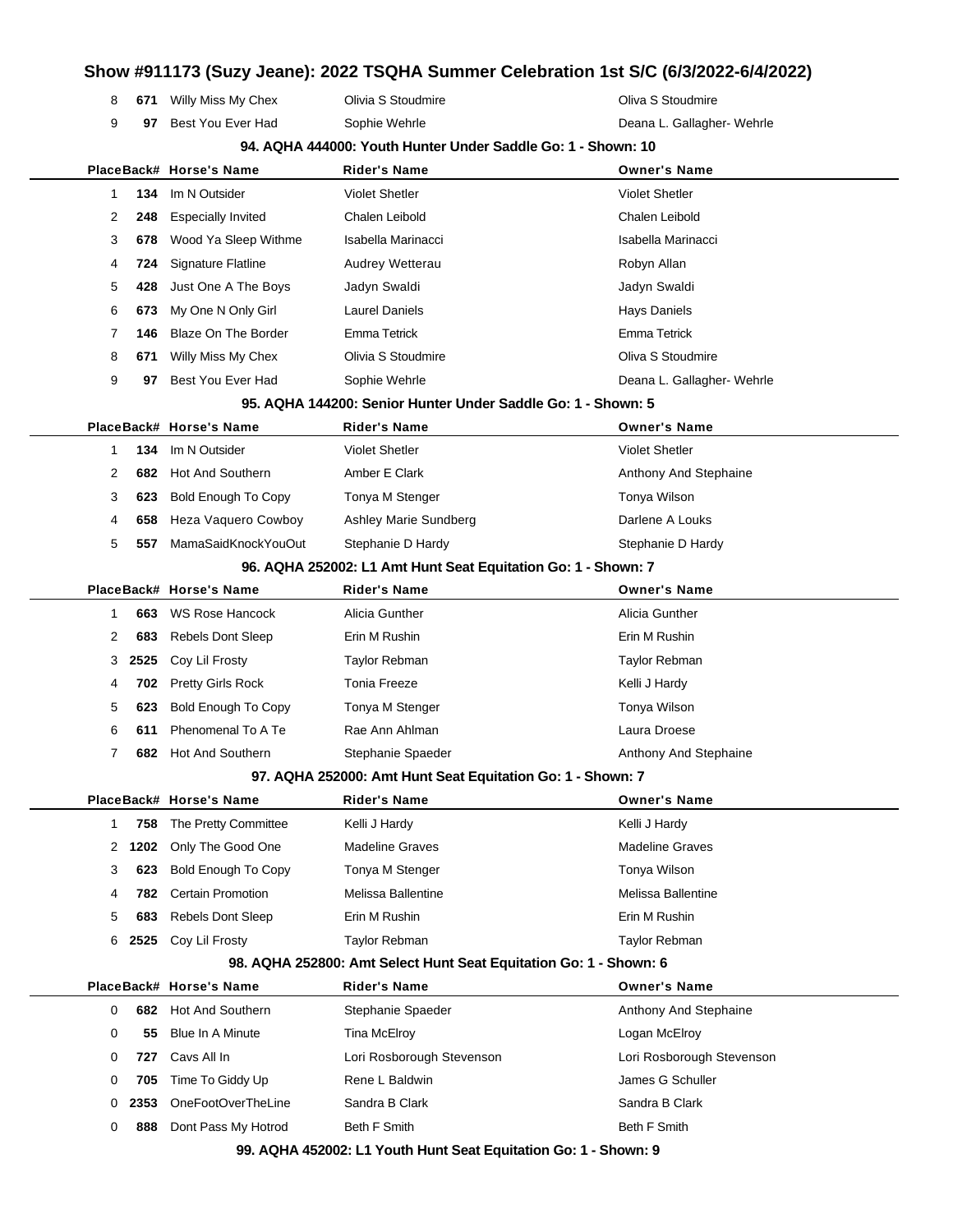| Place | Back# | Horse's Name | Rider's Name | Owner's Name |
|---|---|---|---|---|
| 8 | 671 | Willy Miss My Chex | Olivia S Stoudmire | Oliva S Stoudmire |
| 9 | 97 | Best You Ever Had | Sophie Wehrle | Deana L. Gallagher- Wehrle |

### 94. AQHA 444000: Youth Hunter Under Saddle Go: 1 - Shown: 10

| Place | Back# | Horse's Name | Rider's Name | Owner's Name |
|---|---|---|---|---|
| 1 | 134 | Im N Outsider | Violet Shetler | Violet Shetler |
| 2 | 248 | Especially Invited | Chalen Leibold | Chalen Leibold |
| 3 | 678 | Wood Ya Sleep Withme | Isabella Marinacci | Isabella Marinacci |
| 4 | 724 | Signature Flatline | Audrey Wetterau | Robyn Allan |
| 5 | 428 | Just One A The Boys | Jadyn Swaldi | Jadyn Swaldi |
| 6 | 673 | My One N Only Girl | Laurel Daniels | Hays Daniels |
| 7 | 146 | Blaze On The Border | Emma Tetrick | Emma Tetrick |
| 8 | 671 | Willy Miss My Chex | Olivia S Stoudmire | Oliva S Stoudmire |
| 9 | 97 | Best You Ever Had | Sophie Wehrle | Deana L. Gallagher- Wehrle |

### 95. AQHA 144200: Senior Hunter Under Saddle Go: 1 - Shown: 5

| Place | Back# | Horse's Name | Rider's Name | Owner's Name |
|---|---|---|---|---|
| 1 | 134 | Im N Outsider | Violet Shetler | Violet Shetler |
| 2 | 682 | Hot And Southern | Amber E Clark | Anthony And Stephaine |
| 3 | 623 | Bold Enough To Copy | Tonya M Stenger | Tonya Wilson |
| 4 | 658 | Heza Vaquero Cowboy | Ashley Marie Sundberg | Darlene A Louks |
| 5 | 557 | MamaSaidKnockYouOut | Stephanie D Hardy | Stephanie D Hardy |

### 96. AQHA 252002: L1 Amt Hunt Seat Equitation Go: 1 - Shown: 7

| Place | Back# | Horse's Name | Rider's Name | Owner's Name |
|---|---|---|---|---|
| 1 | 663 | WS Rose Hancock | Alicia Gunther | Alicia Gunther |
| 2 | 683 | Rebels Dont Sleep | Erin M Rushin | Erin M Rushin |
| 3 | 2525 | Coy Lil Frosty | Taylor Rebman | Taylor Rebman |
| 4 | 702 | Pretty Girls Rock | Tonia Freeze | Kelli J Hardy |
| 5 | 623 | Bold Enough To Copy | Tonya M Stenger | Tonya Wilson |
| 6 | 611 | Phenomenal To A Te | Rae Ann Ahlman | Laura Droese |
| 7 | 682 | Hot And Southern | Stephanie Spaeder | Anthony And Stephaine |

### 97. AQHA 252000: Amt Hunt Seat Equitation Go: 1 - Shown: 7

| Place | Back# | Horse's Name | Rider's Name | Owner's Name |
|---|---|---|---|---|
| 1 | 758 | The Pretty Committee | Kelli J Hardy | Kelli J Hardy |
| 2 | 1202 | Only The Good One | Madeline Graves | Madeline Graves |
| 3 | 623 | Bold Enough To Copy | Tonya M Stenger | Tonya Wilson |
| 4 | 782 | Certain Promotion | Melissa Ballentine | Melissa Ballentine |
| 5 | 683 | Rebels Dont Sleep | Erin M Rushin | Erin M Rushin |
| 6 | 2525 | Coy Lil Frosty | Taylor Rebman | Taylor Rebman |

### 98. AQHA 252800: Amt Select Hunt Seat Equitation Go: 1 - Shown: 6

| Place | Back# | Horse's Name | Rider's Name | Owner's Name |
|---|---|---|---|---|
| 0 | 682 | Hot And Southern | Stephanie Spaeder | Anthony And Stephaine |
| 0 | 55 | Blue In A Minute | Tina McElroy | Logan McElroy |
| 0 | 727 | Cavs All In | Lori Rosborough Stevenson | Lori Rosborough Stevenson |
| 0 | 705 | Time To Giddy Up | Rene L Baldwin | James G Schuller |
| 0 | 2353 | OneFootOverTheLine | Sandra B Clark | Sandra B Clark |
| 0 | 888 | Dont Pass My Hotrod | Beth F Smith | Beth F Smith |

### 99. AQHA 452002: L1 Youth Hunt Seat Equitation Go: 1 - Shown: 9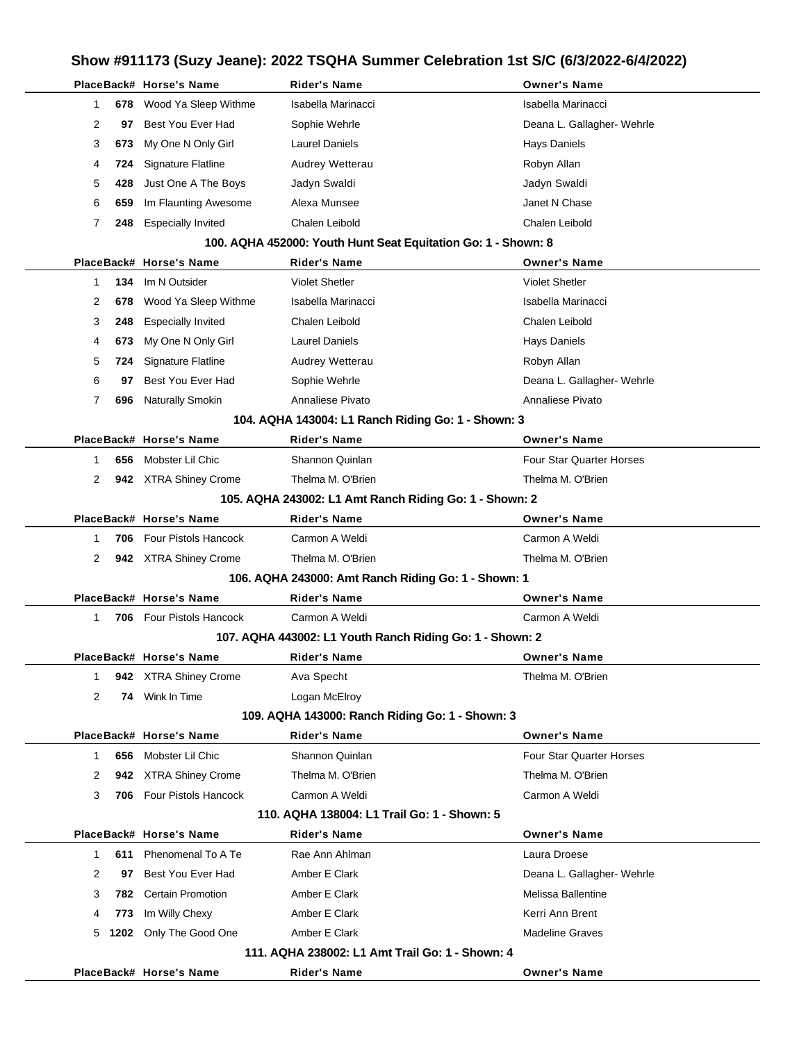# Show #911173 (Suzy Jeane): 2022 TSQHA Summer Celebration 1st S/C (6/3/2022-6/4/2022)

| Place | Back# | Horse's Name | Rider's Name | Owner's Name |
|---|---|---|---|---|
| 1 | 678 | Wood Ya Sleep Withme | Isabella Marinacci | Isabella Marinacci |
| 2 | 97 | Best You Ever Had | Sophie Wehrle | Deana L. Gallagher- Wehrle |
| 3 | 673 | My One N Only Girl | Laurel Daniels | Hays Daniels |
| 4 | 724 | Signature Flatline | Audrey Wetterau | Robyn Allan |
| 5 | 428 | Just One A The Boys | Jadyn Swaldi | Jadyn Swaldi |
| 6 | 659 | Im Flaunting Awesome | Alexa Munsee | Janet N Chase |
| 7 | 248 | Especially Invited | Chalen Leibold | Chalen Leibold |

### 100. AQHA 452000: Youth Hunt Seat Equitation Go: 1 - Shown: 8

| Place | Back# | Horse's Name | Rider's Name | Owner's Name |
|---|---|---|---|---|
| 1 | 134 | Im N Outsider | Violet Shetler | Violet Shetler |
| 2 | 678 | Wood Ya Sleep Withme | Isabella Marinacci | Isabella Marinacci |
| 3 | 248 | Especially Invited | Chalen Leibold | Chalen Leibold |
| 4 | 673 | My One N Only Girl | Laurel Daniels | Hays Daniels |
| 5 | 724 | Signature Flatline | Audrey Wetterau | Robyn Allan |
| 6 | 97 | Best You Ever Had | Sophie Wehrle | Deana L. Gallagher- Wehrle |
| 7 | 696 | Naturally Smokin | Annaliese Pivato | Annaliese Pivato |

### 104. AQHA 143004: L1 Ranch Riding Go: 1 - Shown: 3

| Place | Back# | Horse's Name | Rider's Name | Owner's Name |
|---|---|---|---|---|
| 1 | 656 | Mobster Lil Chic | Shannon Quinlan | Four Star Quarter Horses |
| 2 | 942 | XTRA Shiney Crome | Thelma M. O'Brien | Thelma M. O'Brien |

### 105. AQHA 243002: L1 Amt Ranch Riding Go: 1 - Shown: 2

| Place | Back# | Horse's Name | Rider's Name | Owner's Name |
|---|---|---|---|---|
| 1 | 706 | Four Pistols Hancock | Carmon A Weldi | Carmon A Weldi |
| 2 | 942 | XTRA Shiney Crome | Thelma M. O'Brien | Thelma M. O'Brien |

### 106. AQHA 243000: Amt Ranch Riding Go: 1 - Shown: 1

| Place | Back# | Horse's Name | Rider's Name | Owner's Name |
|---|---|---|---|---|
| 1 | 706 | Four Pistols Hancock | Carmon A Weldi | Carmon A Weldi |

### 107. AQHA 443002: L1 Youth Ranch Riding Go: 1 - Shown: 2

| Place | Back# | Horse's Name | Rider's Name | Owner's Name |
|---|---|---|---|---|
| 1 | 942 | XTRA Shiney Crome | Ava Specht | Thelma M. O'Brien |
| 2 | 74 | Wink In Time | Logan McElroy | |

### 109. AQHA 143000: Ranch Riding Go: 1 - Shown: 3

| Place | Back# | Horse's Name | Rider's Name | Owner's Name |
|---|---|---|---|---|
| 1 | 656 | Mobster Lil Chic | Shannon Quinlan | Four Star Quarter Horses |
| 2 | 942 | XTRA Shiney Crome | Thelma M. O'Brien | Thelma M. O'Brien |
| 3 | 706 | Four Pistols Hancock | Carmon A Weldi | Carmon A Weldi |

### 110. AQHA 138004: L1 Trail Go: 1 - Shown: 5

| Place | Back# | Horse's Name | Rider's Name | Owner's Name |
|---|---|---|---|---|
| 1 | 611 | Phenomenal To A Te | Rae Ann Ahlman | Laura Droese |
| 2 | 97 | Best You Ever Had | Amber E Clark | Deana L. Gallagher- Wehrle |
| 3 | 782 | Certain Promotion | Amber E Clark | Melissa Ballentine |
| 4 | 773 | Im Willy Chexy | Amber E Clark | Kerri Ann Brent |
| 5 | 1202 | Only The Good One | Amber E Clark | Madeline Graves |

### 111. AQHA 238002: L1 Amt Trail Go: 1 - Shown: 4

| Place | Back# | Horse's Name | Rider's Name | Owner's Name |
|---|---|---|---|---|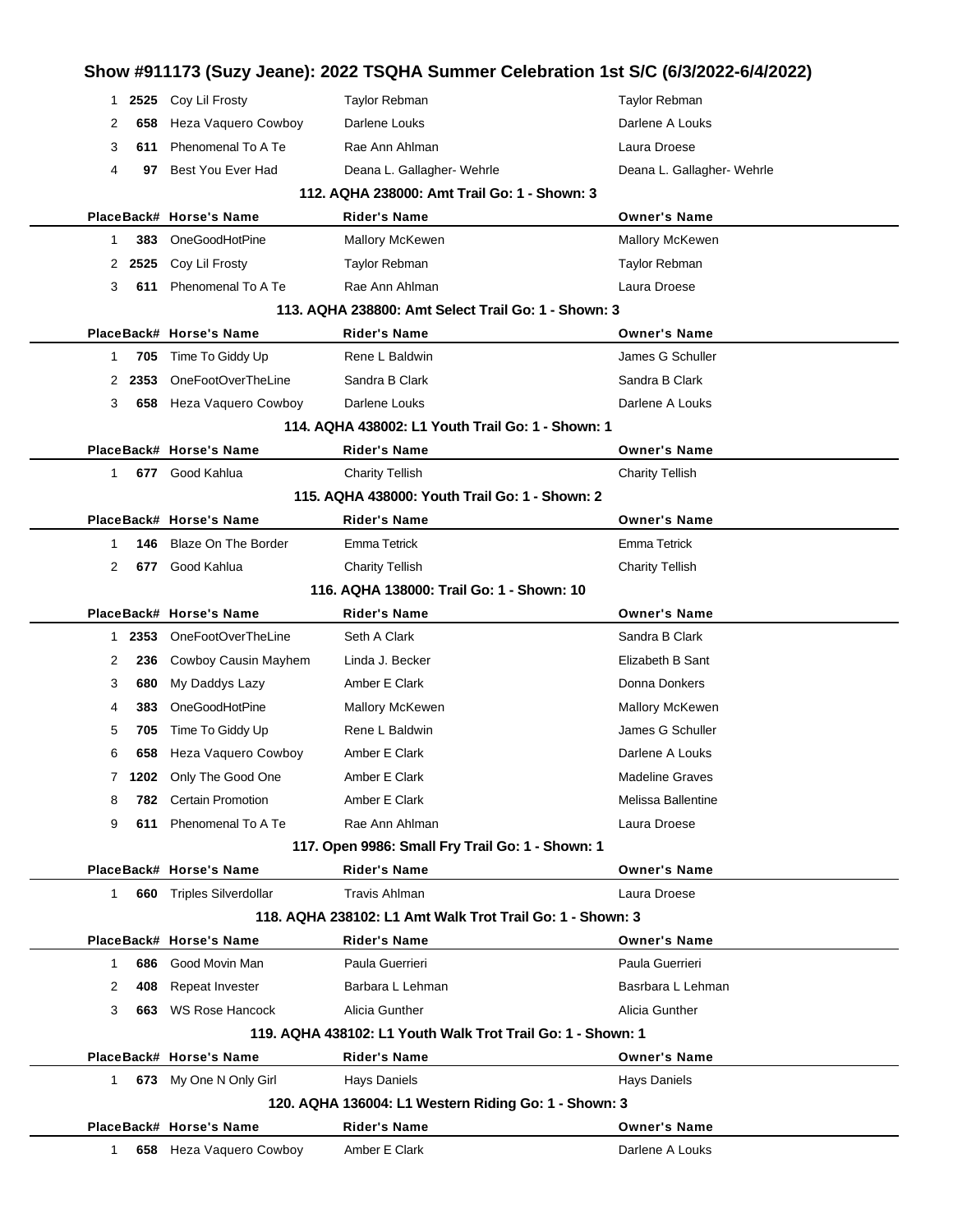# Show #911173 (Suzy Jeane): 2022 TSQHA Summer Celebration 1st S/C (6/3/2022-6/4/2022)

| Place | Back# | Horse's Name | Rider's Name | Owner's Name |
|---|---|---|---|---|
| 1 | 2525 | Coy Lil Frosty | Taylor Rebman | Taylor Rebman |
| 2 | 658 | Heza Vaquero Cowboy | Darlene Louks | Darlene A Louks |
| 3 | 611 | Phenomenal To A Te | Rae Ann Ahlman | Laura Droese |
| 4 | 97 | Best You Ever Had | Deana L. Gallagher- Wehrle | Deana L. Gallagher- Wehrle |

### 112. AQHA 238000: Amt Trail Go: 1 - Shown: 3

| Place | Back# | Horse's Name | Rider's Name | Owner's Name |
|---|---|---|---|---|
| 1 | 383 | OneGoodHotPine | Mallory McKewen | Mallory McKewen |
| 2 | 2525 | Coy Lil Frosty | Taylor Rebman | Taylor Rebman |
| 3 | 611 | Phenomenal To A Te | Rae Ann Ahlman | Laura Droese |

### 113. AQHA 238800: Amt Select Trail Go: 1 - Shown: 3

| Place | Back# | Horse's Name | Rider's Name | Owner's Name |
|---|---|---|---|---|
| 1 | 705 | Time To Giddy Up | Rene L Baldwin | James G Schuller |
| 2 | 2353 | OneFootOverTheLine | Sandra B Clark | Sandra B Clark |
| 3 | 658 | Heza Vaquero Cowboy | Darlene Louks | Darlene A Louks |

### 114. AQHA 438002: L1 Youth Trail Go: 1 - Shown: 1

| Place | Back# | Horse's Name | Rider's Name | Owner's Name |
|---|---|---|---|---|
| 1 | 677 | Good Kahlua | Charity Tellish | Charity Tellish |

### 115. AQHA 438000: Youth Trail Go: 1 - Shown: 2

| Place | Back# | Horse's Name | Rider's Name | Owner's Name |
|---|---|---|---|---|
| 1 | 146 | Blaze On The Border | Emma Tetrick | Emma Tetrick |
| 2 | 677 | Good Kahlua | Charity Tellish | Charity Tellish |

### 116. AQHA 138000: Trail Go: 1 - Shown: 10

| Place | Back# | Horse's Name | Rider's Name | Owner's Name |
|---|---|---|---|---|
| 1 | 2353 | OneFootOverTheLine | Seth A Clark | Sandra B Clark |
| 2 | 236 | Cowboy Causin Mayhem | Linda J. Becker | Elizabeth B Sant |
| 3 | 680 | My Daddys Lazy | Amber E Clark | Donna Donkers |
| 4 | 383 | OneGoodHotPine | Mallory McKewen | Mallory McKewen |
| 5 | 705 | Time To Giddy Up | Rene L Baldwin | James G Schuller |
| 6 | 658 | Heza Vaquero Cowboy | Amber E Clark | Darlene A Louks |
| 7 | 1202 | Only The Good One | Amber E Clark | Madeline Graves |
| 8 | 782 | Certain Promotion | Amber E Clark | Melissa Ballentine |
| 9 | 611 | Phenomenal To A Te | Rae Ann Ahlman | Laura Droese |

### 117. Open 9986: Small Fry Trail Go: 1 - Shown: 1

| Place | Back# | Horse's Name | Rider's Name | Owner's Name |
|---|---|---|---|---|
| 1 | 660 | Triples Silverdollar | Travis Ahlman | Laura Droese |

### 118. AQHA 238102: L1 Amt Walk Trot Trail Go: 1 - Shown: 3

| Place | Back# | Horse's Name | Rider's Name | Owner's Name |
|---|---|---|---|---|
| 1 | 686 | Good Movin Man | Paula Guerrieri | Paula Guerrieri |
| 2 | 408 | Repeat Invester | Barbara L Lehman | Basrbara L Lehman |
| 3 | 663 | WS Rose Hancock | Alicia Gunther | Alicia Gunther |

### 119. AQHA 438102: L1 Youth Walk Trot Trail Go: 1 - Shown: 1

| Place | Back# | Horse's Name | Rider's Name | Owner's Name |
|---|---|---|---|---|
| 1 | 673 | My One N Only Girl | Hays Daniels | Hays Daniels |

### 120. AQHA 136004: L1 Western Riding Go: 1 - Shown: 3

| Place | Back# | Horse's Name | Rider's Name | Owner's Name |
|---|---|---|---|---|
| 1 | 658 | Heza Vaquero Cowboy | Amber E Clark | Darlene A Louks |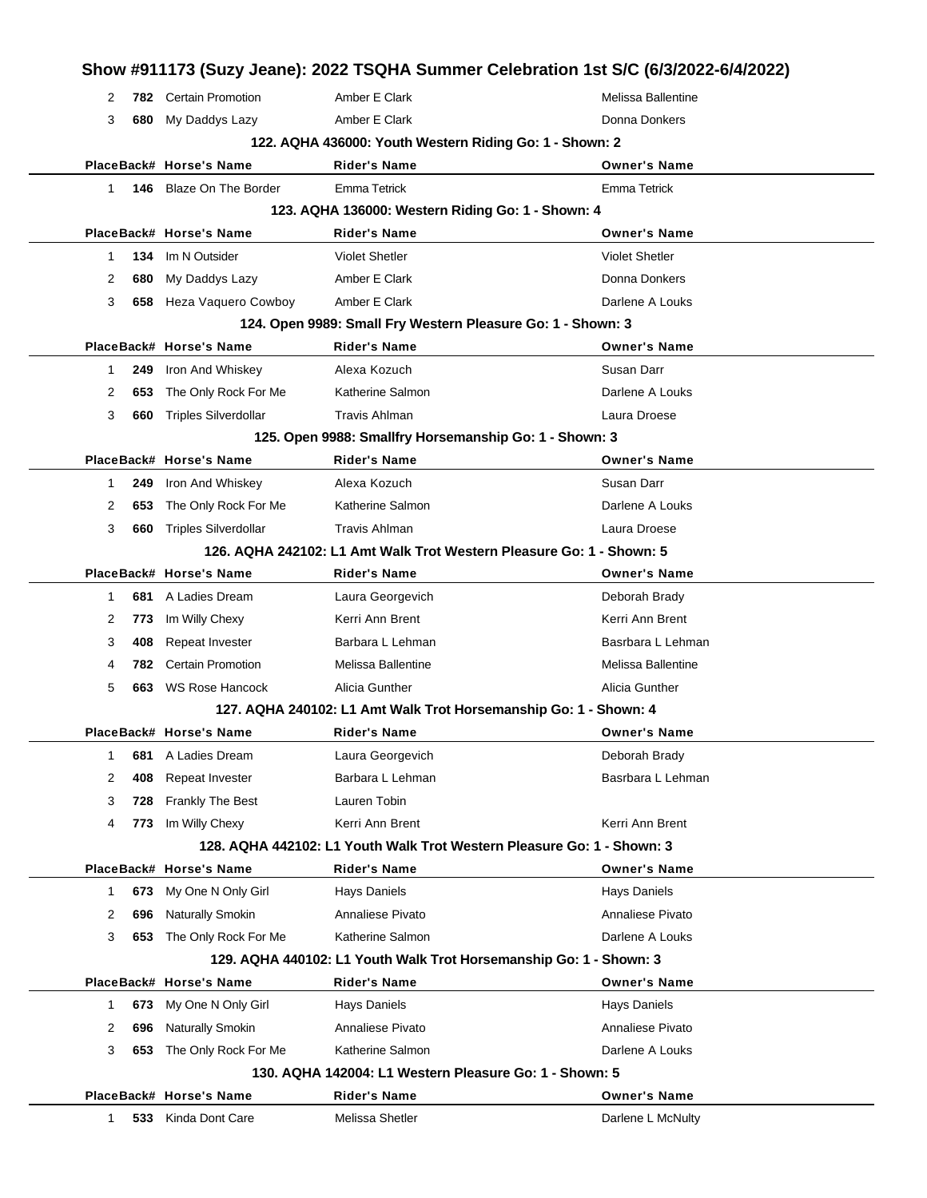# Show #911173 (Suzy Jeane): 2022 TSQHA Summer Celebration 1st S/C (6/3/2022-6/4/2022)

| Place | Back# | Horse's Name | Rider's Name | Owner's Name |
|---|---|---|---|---|
| 2 | 782 | Certain Promotion | Amber E Clark | Melissa Ballentine |
| 3 | 680 | My Daddys Lazy | Amber E Clark | Donna Donkers |

### 122. AQHA 436000: Youth Western Riding Go: 1 - Shown: 2

| Place | Back# | Horse's Name | Rider's Name | Owner's Name |
|---|---|---|---|---|
| 1 | 146 | Blaze On The Border | Emma Tetrick | Emma Tetrick |

### 123. AQHA 136000: Western Riding Go: 1 - Shown: 4

| Place | Back# | Horse's Name | Rider's Name | Owner's Name |
|---|---|---|---|---|
| 1 | 134 | Im N Outsider | Violet Shetler | Violet Shetler |
| 2 | 680 | My Daddys Lazy | Amber E Clark | Donna Donkers |
| 3 | 658 | Heza Vaquero Cowboy | Amber E Clark | Darlene A Louks |

### 124. Open 9989: Small Fry Western Pleasure Go: 1 - Shown: 3

| Place | Back# | Horse's Name | Rider's Name | Owner's Name |
|---|---|---|---|---|
| 1 | 249 | Iron And Whiskey | Alexa Kozuch | Susan Darr |
| 2 | 653 | The Only Rock For Me | Katherine Salmon | Darlene A Louks |
| 3 | 660 | Triples Silverdollar | Travis Ahlman | Laura Droese |

### 125. Open 9988: Smallfry Horsemanship Go: 1 - Shown: 3

| Place | Back# | Horse's Name | Rider's Name | Owner's Name |
|---|---|---|---|---|
| 1 | 249 | Iron And Whiskey | Alexa Kozuch | Susan Darr |
| 2 | 653 | The Only Rock For Me | Katherine Salmon | Darlene A Louks |
| 3 | 660 | Triples Silverdollar | Travis Ahlman | Laura Droese |

### 126. AQHA 242102: L1 Amt Walk Trot Western Pleasure Go: 1 - Shown: 5

| Place | Back# | Horse's Name | Rider's Name | Owner's Name |
|---|---|---|---|---|
| 1 | 681 | A Ladies Dream | Laura Georgevich | Deborah Brady |
| 2 | 773 | Im Willy Chexy | Kerri Ann Brent | Kerri Ann Brent |
| 3 | 408 | Repeat Invester | Barbara L Lehman | Basrbara L Lehman |
| 4 | 782 | Certain Promotion | Melissa Ballentine | Melissa Ballentine |
| 5 | 663 | WS Rose Hancock | Alicia Gunther | Alicia Gunther |

### 127. AQHA 240102: L1 Amt Walk Trot Horsemanship Go: 1 - Shown: 4

| Place | Back# | Horse's Name | Rider's Name | Owner's Name |
|---|---|---|---|---|
| 1 | 681 | A Ladies Dream | Laura Georgevich | Deborah Brady |
| 2 | 408 | Repeat Invester | Barbara L Lehman | Basrbara L Lehman |
| 3 | 728 | Frankly The Best | Lauren Tobin | |
| 4 | 773 | Im Willy Chexy | Kerri Ann Brent | Kerri Ann Brent |

### 128. AQHA 442102: L1 Youth Walk Trot Western Pleasure Go: 1 - Shown: 3

| Place | Back# | Horse's Name | Rider's Name | Owner's Name |
|---|---|---|---|---|
| 1 | 673 | My One N Only Girl | Hays Daniels | Hays Daniels |
| 2 | 696 | Naturally Smokin | Annaliese Pivato | Annaliese Pivato |
| 3 | 653 | The Only Rock For Me | Katherine Salmon | Darlene A Louks |

### 129. AQHA 440102: L1 Youth Walk Trot Horsemanship Go: 1 - Shown: 3

| Place | Back# | Horse's Name | Rider's Name | Owner's Name |
|---|---|---|---|---|
| 1 | 673 | My One N Only Girl | Hays Daniels | Hays Daniels |
| 2 | 696 | Naturally Smokin | Annaliese Pivato | Annaliese Pivato |
| 3 | 653 | The Only Rock For Me | Katherine Salmon | Darlene A Louks |

### 130. AQHA 142004: L1 Western Pleasure Go: 1 - Shown: 5

| Place | Back# | Horse's Name | Rider's Name | Owner's Name |
|---|---|---|---|---|
| 1 | 533 | Kinda Dont Care | Melissa Shetler | Darlene L McNulty |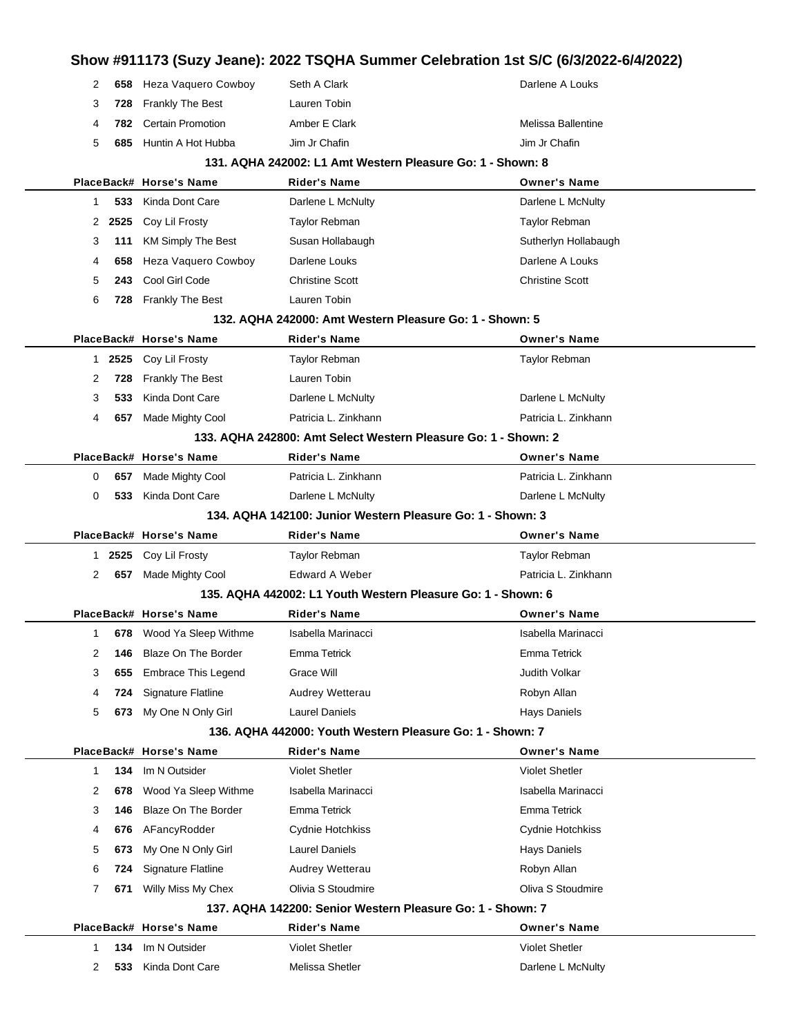| Place | Back# | Horse's Name | Rider's Name | Owner's Name |
|---|---|---|---|---|
| 2 | 658 | Heza Vaquero Cowboy | Seth A Clark | Darlene A Louks |
| 3 | 728 | Frankly The Best | Lauren Tobin | |
| 4 | 782 | Certain Promotion | Amber E Clark | Melissa Ballentine |
| 5 | 685 | Huntin A Hot Hubba | Jim Jr Chafin | Jim Jr Chafin |

### 131. AQHA 242002: L1 Amt Western Pleasure Go: 1 - Shown: 8

| Place | Back# | Horse's Name | Rider's Name | Owner's Name |
|---|---|---|---|---|
| 1 | 533 | Kinda Dont Care | Darlene L McNulty | Darlene L McNulty |
| 2 | 2525 | Coy Lil Frosty | Taylor Rebman | Taylor Rebman |
| 3 | 111 | KM Simply The Best | Susan Hollabaugh | Sutherlyn Hollabaugh |
| 4 | 658 | Heza Vaquero Cowboy | Darlene Louks | Darlene A Louks |
| 5 | 243 | Cool Girl Code | Christine Scott | Christine Scott |
| 6 | 728 | Frankly The Best | Lauren Tobin | |

### 132. AQHA 242000: Amt Western Pleasure Go: 1 - Shown: 5

| Place | Back# | Horse's Name | Rider's Name | Owner's Name |
|---|---|---|---|---|
| 1 | 2525 | Coy Lil Frosty | Taylor Rebman | Taylor Rebman |
| 2 | 728 | Frankly The Best | Lauren Tobin | |
| 3 | 533 | Kinda Dont Care | Darlene L McNulty | Darlene L McNulty |
| 4 | 657 | Made Mighty Cool | Patricia L. Zinkhann | Patricia L. Zinkhann |

### 133. AQHA 242800: Amt Select Western Pleasure Go: 1 - Shown: 2

| Place | Back# | Horse's Name | Rider's Name | Owner's Name |
|---|---|---|---|---|
| 0 | 657 | Made Mighty Cool | Patricia L. Zinkhann | Patricia L. Zinkhann |
| 0 | 533 | Kinda Dont Care | Darlene L McNulty | Darlene L McNulty |

### 134. AQHA 142100: Junior Western Pleasure Go: 1 - Shown: 3

| Place | Back# | Horse's Name | Rider's Name | Owner's Name |
|---|---|---|---|---|
| 1 | 2525 | Coy Lil Frosty | Taylor Rebman | Taylor Rebman |
| 2 | 657 | Made Mighty Cool | Edward A Weber | Patricia L. Zinkhann |

### 135. AQHA 442002: L1 Youth Western Pleasure Go: 1 - Shown: 6

| Place | Back# | Horse's Name | Rider's Name | Owner's Name |
|---|---|---|---|---|
| 1 | 678 | Wood Ya Sleep Withme | Isabella Marinacci | Isabella Marinacci |
| 2 | 146 | Blaze On The Border | Emma Tetrick | Emma Tetrick |
| 3 | 655 | Embrace This Legend | Grace Will | Judith Volkar |
| 4 | 724 | Signature Flatline | Audrey Wetterau | Robyn Allan |
| 5 | 673 | My One N Only Girl | Laurel Daniels | Hays Daniels |

### 136. AQHA 442000: Youth Western Pleasure Go: 1 - Shown: 7

| Place | Back# | Horse's Name | Rider's Name | Owner's Name |
|---|---|---|---|---|
| 1 | 134 | Im N Outsider | Violet Shetler | Violet Shetler |
| 2 | 678 | Wood Ya Sleep Withme | Isabella Marinacci | Isabella Marinacci |
| 3 | 146 | Blaze On The Border | Emma Tetrick | Emma Tetrick |
| 4 | 676 | AFancyRodder | Cydnie Hotchkiss | Cydnie Hotchkiss |
| 5 | 673 | My One N Only Girl | Laurel Daniels | Hays Daniels |
| 6 | 724 | Signature Flatline | Audrey Wetterau | Robyn Allan |
| 7 | 671 | Willy Miss My Chex | Olivia S Stoudmire | Oliva S Stoudmire |

### 137. AQHA 142200: Senior Western Pleasure Go: 1 - Shown: 7

| Place | Back# | Horse's Name | Rider's Name | Owner's Name |
|---|---|---|---|---|
| 1 | 134 | Im N Outsider | Violet Shetler | Violet Shetler |
| 2 | 533 | Kinda Dont Care | Melissa Shetler | Darlene L McNulty |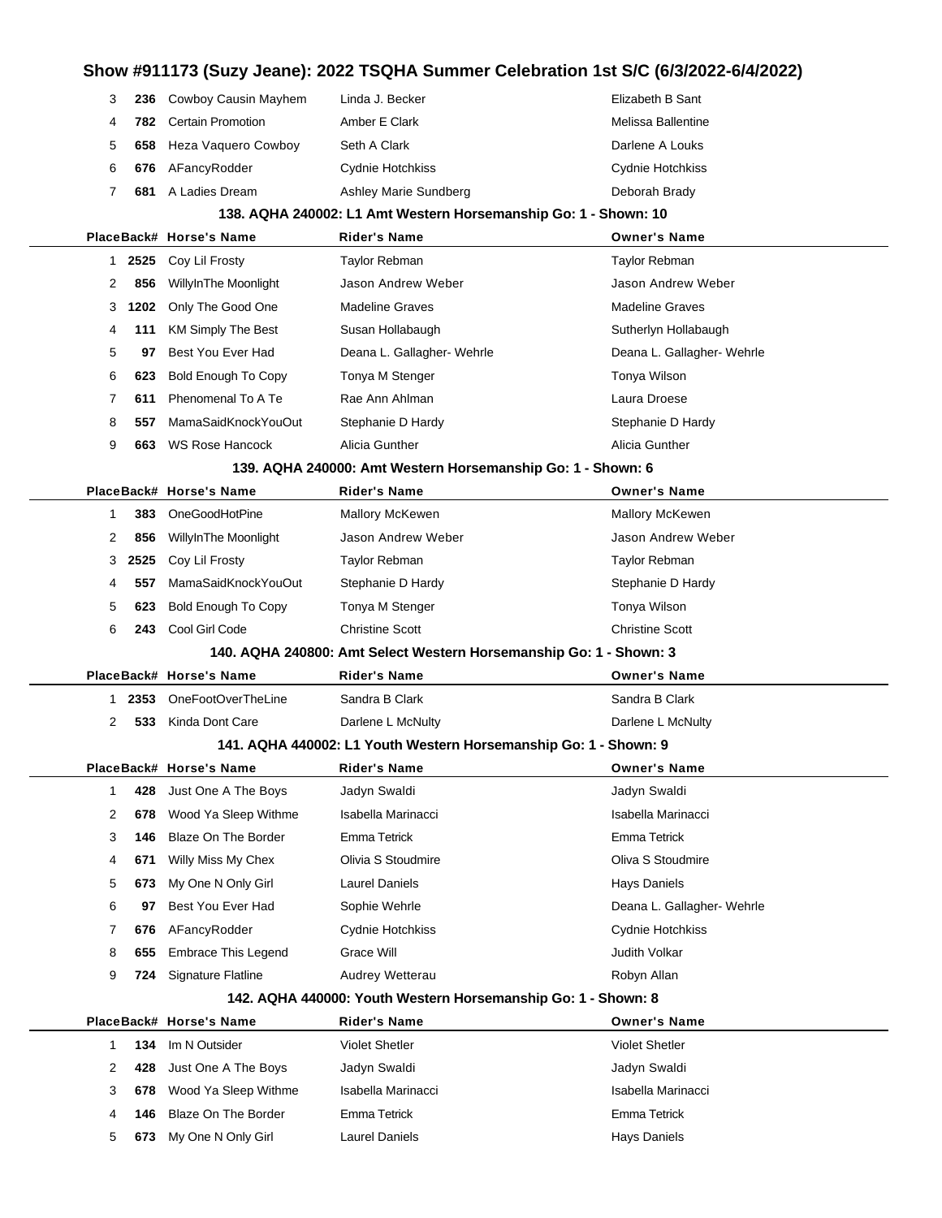| Place | Back# | Horse's Name | Rider's Name | Owner's Name |
|---|---|---|---|---|
| 3 | 236 | Cowboy Causin Mayhem | Linda J. Becker | Elizabeth B Sant |
| 4 | 782 | Certain Promotion | Amber E Clark | Melissa Ballentine |
| 5 | 658 | Heza Vaquero Cowboy | Seth A Clark | Darlene A Louks |
| 6 | 676 | AFancyRodder | Cydnie Hotchkiss | Cydnie Hotchkiss |
| 7 | 681 | A Ladies Dream | Ashley Marie Sundberg | Deborah Brady |

### 138. AQHA 240002: L1 Amt Western Horsemanship Go: 1 - Shown: 10

| Place | Back# | Horse's Name | Rider's Name | Owner's Name |
|---|---|---|---|---|
| 1 | 2525 | Coy Lil Frosty | Taylor Rebman | Taylor Rebman |
| 2 | 856 | WillyInThe Moonlight | Jason Andrew Weber | Jason Andrew Weber |
| 3 | 1202 | Only The Good One | Madeline Graves | Madeline Graves |
| 4 | 111 | KM Simply The Best | Susan Hollabaugh | Sutherlyn Hollabaugh |
| 5 | 97 | Best You Ever Had | Deana L. Gallagher- Wehrle | Deana L. Gallagher- Wehrle |
| 6 | 623 | Bold Enough To Copy | Tonya M Stenger | Tonya Wilson |
| 7 | 611 | Phenomenal To A Te | Rae Ann Ahlman | Laura Droese |
| 8 | 557 | MamaSaidKnockYouOut | Stephanie D Hardy | Stephanie D Hardy |
| 9 | 663 | WS Rose Hancock | Alicia Gunther | Alicia Gunther |

### 139. AQHA 240000: Amt Western Horsemanship Go: 1 - Shown: 6

| Place | Back# | Horse's Name | Rider's Name | Owner's Name |
|---|---|---|---|---|
| 1 | 383 | OneGoodHotPine | Mallory McKewen | Mallory McKewen |
| 2 | 856 | WillyInThe Moonlight | Jason Andrew Weber | Jason Andrew Weber |
| 3 | 2525 | Coy Lil Frosty | Taylor Rebman | Taylor Rebman |
| 4 | 557 | MamaSaidKnockYouOut | Stephanie D Hardy | Stephanie D Hardy |
| 5 | 623 | Bold Enough To Copy | Tonya M Stenger | Tonya Wilson |
| 6 | 243 | Cool Girl Code | Christine Scott | Christine Scott |

### 140. AQHA 240800: Amt Select Western Horsemanship Go: 1 - Shown: 3

| Place | Back# | Horse's Name | Rider's Name | Owner's Name |
|---|---|---|---|---|
| 1 | 2353 | OneFootOverTheLine | Sandra B Clark | Sandra B Clark |
| 2 | 533 | Kinda Dont Care | Darlene L McNulty | Darlene L McNulty |

### 141. AQHA 440002: L1 Youth Western Horsemanship Go: 1 - Shown: 9

| Place | Back# | Horse's Name | Rider's Name | Owner's Name |
|---|---|---|---|---|
| 1 | 428 | Just One A The Boys | Jadyn Swaldi | Jadyn Swaldi |
| 2 | 678 | Wood Ya Sleep Withme | Isabella Marinacci | Isabella Marinacci |
| 3 | 146 | Blaze On The Border | Emma Tetrick | Emma Tetrick |
| 4 | 671 | Willy Miss My Chex | Olivia S Stoudmire | Oliva S Stoudmire |
| 5 | 673 | My One N Only Girl | Laurel Daniels | Hays Daniels |
| 6 | 97 | Best You Ever Had | Sophie Wehrle | Deana L. Gallagher- Wehrle |
| 7 | 676 | AFancyRodder | Cydnie Hotchkiss | Cydnie Hotchkiss |
| 8 | 655 | Embrace This Legend | Grace Will | Judith Volkar |
| 9 | 724 | Signature Flatline | Audrey Wetterau | Robyn Allan |

### 142. AQHA 440000: Youth Western Horsemanship Go: 1 - Shown: 8

| Place | Back# | Horse's Name | Rider's Name | Owner's Name |
|---|---|---|---|---|
| 1 | 134 | Im N Outsider | Violet Shetler | Violet Shetler |
| 2 | 428 | Just One A The Boys | Jadyn Swaldi | Jadyn Swaldi |
| 3 | 678 | Wood Ya Sleep Withme | Isabella Marinacci | Isabella Marinacci |
| 4 | 146 | Blaze On The Border | Emma Tetrick | Emma Tetrick |
| 5 | 673 | My One N Only Girl | Laurel Daniels | Hays Daniels |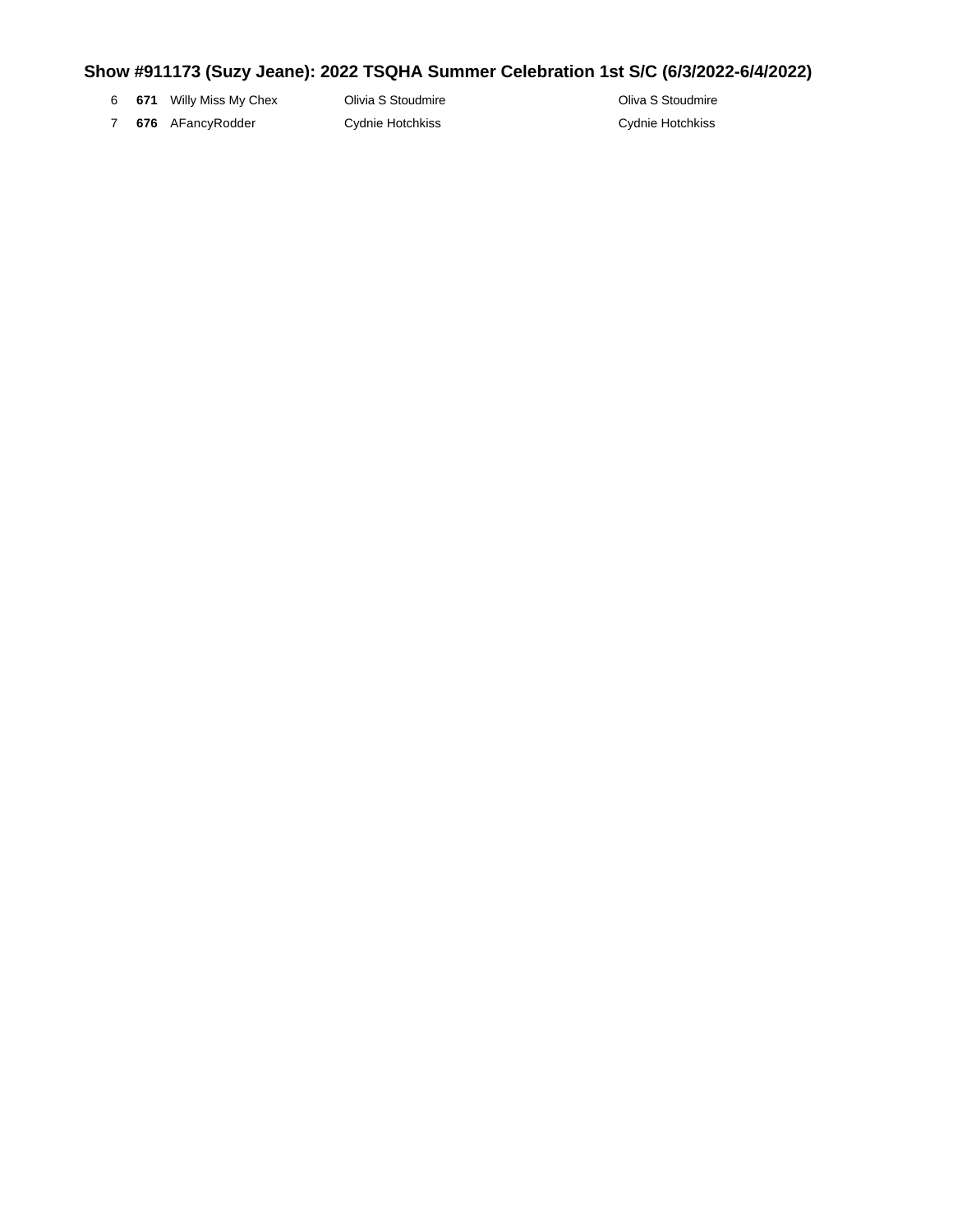## Show #911173 (Suzy Jeane): 2022 TSQHA Summer Celebration 1st S/C (6/3/2022-6/4/2022)

| | | | | |
|---|---|---|---|---|
| 6 | **671** | Willy Miss My Chex | Olivia S Stoudmire | Oliva S Stoudmire |
| 7 | **676** | AFancyRodder | Cydnie Hotchkiss | Cydnie Hotchkiss |